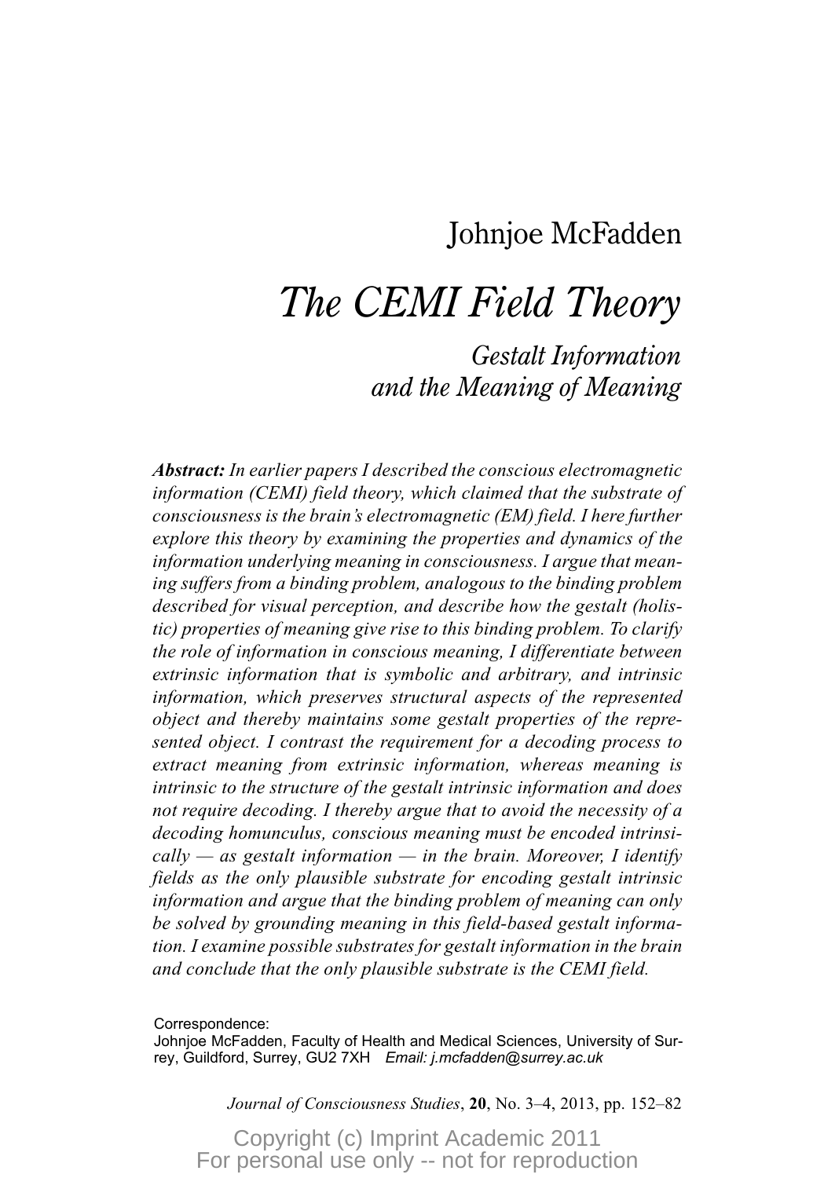Johnjoe McFadden

# *The CEMI Field Theory*

## *Gestalt Information and the Meaning of Meaning*

***Abstract:*** *In earlier papers I described the conscious electromagnetic information (CEMI) field theory, which claimed that the substrate of consciousness is the brain's electromagnetic (EM) field. I here further explore this theory by examining the properties and dynamics of the information underlying meaning in consciousness. I argue that meaning suffers from a binding problem, analogous to the binding problem described for visual perception, and describe how the gestalt (holistic) properties of meaning give rise to this binding problem. To clarify the role of information in conscious meaning, I differentiate between extrinsic information that is symbolic and arbitrary, and intrinsic information, which preserves structural aspects of the represented object and thereby maintains some gestalt properties of the represented object. I contrast the requirement for a decoding process to extract meaning from extrinsic information, whereas meaning is intrinsic to the structure of the gestalt intrinsic information and does not require decoding. I thereby argue that to avoid the necessity of a decoding homunculus, conscious meaning must be encoded intrinsically — as gestalt information — in the brain. Moreover, I identify fields as the only plausible substrate for encoding gestalt intrinsic information and argue that the binding problem of meaning can only be solved by grounding meaning in this field-based gestalt information. I examine possible substrates for gestalt information in the brain and conclude that the only plausible substrate is the CEMI field.*

Correspondence:
Johnjoe McFadden, Faculty of Health and Medical Sciences, University of Surrey, Guildford, Surrey, GU2 7XH *Email: j.mcfadden@surrey.ac.uk*

*Journal of Consciousness Studies*, **20**, No. 3–4, 2013, pp. 152–82

Copyright (c) Imprint Academic 2011
For personal use only -- not for reproduction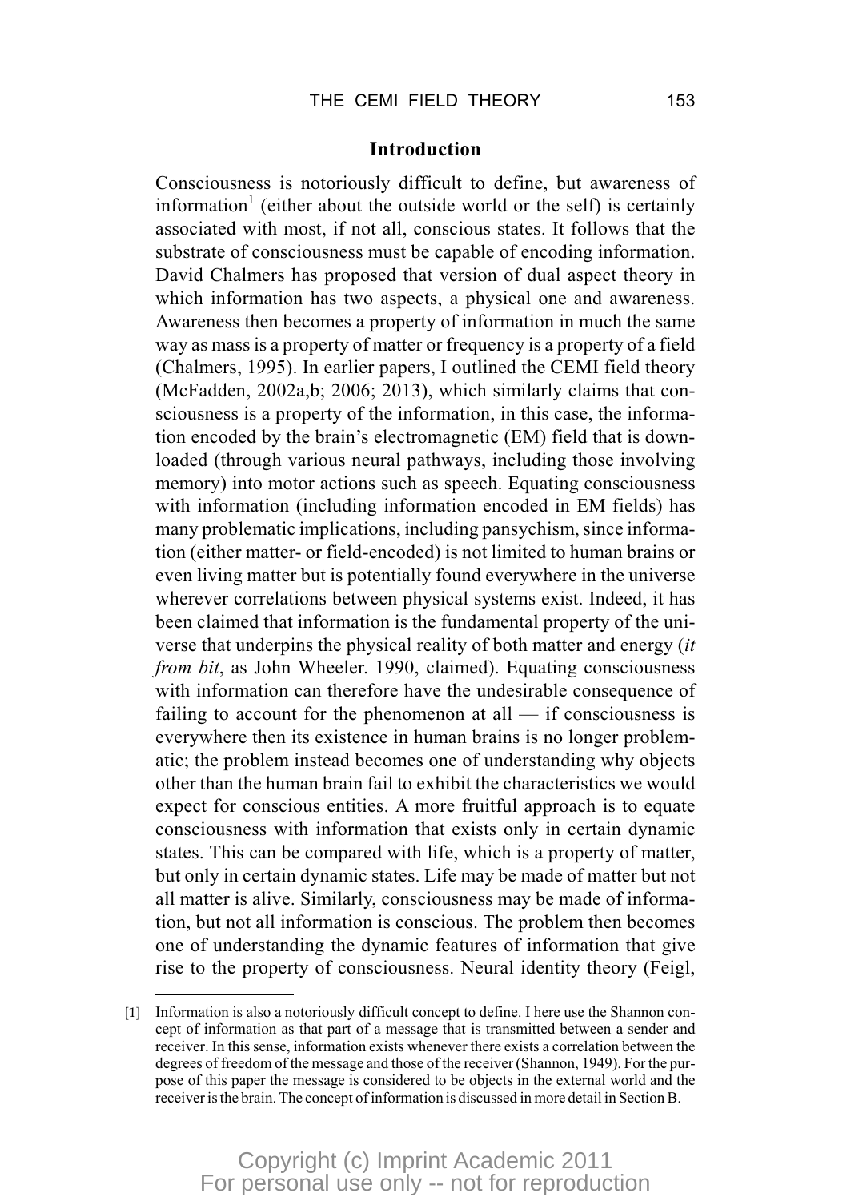## Introduction

Consciousness is notoriously difficult to define, but awareness of information[1] (either about the outside world or the self) is certainly associated with most, if not all, conscious states. It follows that the substrate of consciousness must be capable of encoding information. David Chalmers has proposed that version of dual aspect theory in which information has two aspects, a physical one and awareness. Awareness then becomes a property of information in much the same way as mass is a property of matter or frequency is a property of a field (Chalmers, 1995). In earlier papers, I outlined the CEMI field theory (McFadden, 2002a,b; 2006; 2013), which similarly claims that consciousness is a property of the information, in this case, the information encoded by the brain's electromagnetic (EM) field that is downloaded (through various neural pathways, including those involving memory) into motor actions such as speech. Equating consciousness with information (including information encoded in EM fields) has many problematic implications, including pansychism, since information (either matter- or field-encoded) is not limited to human brains or even living matter but is potentially found everywhere in the universe wherever correlations between physical systems exist. Indeed, it has been claimed that information is the fundamental property of the universe that underpins the physical reality of both matter and energy (*it from bit*, as John Wheeler. 1990, claimed). Equating consciousness with information can therefore have the undesirable consequence of failing to account for the phenomenon at all — if consciousness is everywhere then its existence in human brains is no longer problematic; the problem instead becomes one of understanding why objects other than the human brain fail to exhibit the characteristics we would expect for conscious entities. A more fruitful approach is to equate consciousness with information that exists only in certain dynamic states. This can be compared with life, which is a property of matter, but only in certain dynamic states. Life may be made of matter but not all matter is alive. Similarly, consciousness may be made of information, but not all information is conscious. The problem then becomes one of understanding the dynamic features of information that give rise to the property of consciousness. Neural identity theory (Feigl,

[1] Information is also a notoriously difficult concept to define. I here use the Shannon concept of information as that part of a message that is transmitted between a sender and receiver. In this sense, information exists whenever there exists a correlation between the degrees of freedom of the message and those of the receiver (Shannon, 1949). For the purpose of this paper the message is considered to be objects in the external world and the receiver is the brain. The concept of information is discussed in more detail in Section B.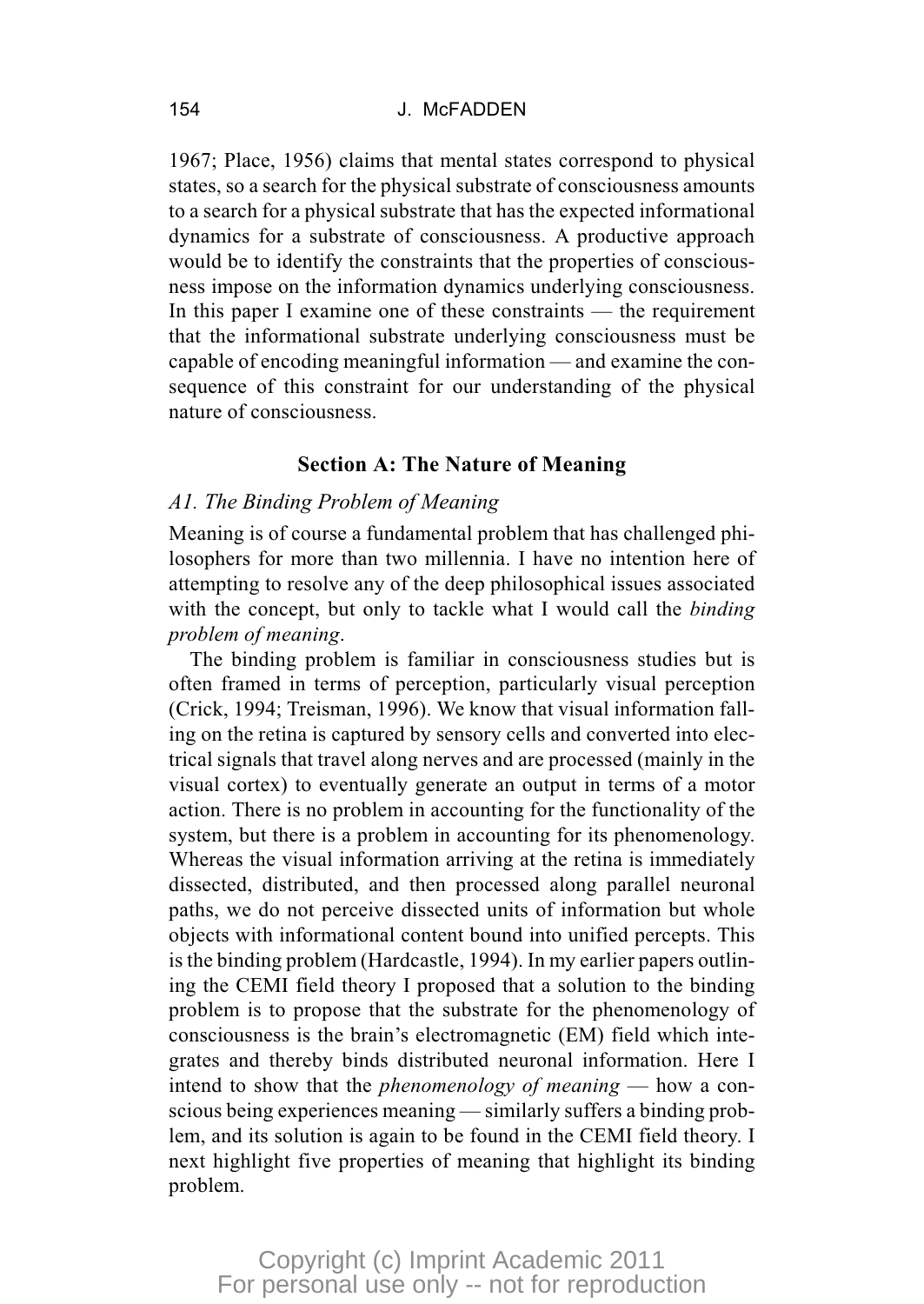1967; Place, 1956) claims that mental states correspond to physical states, so a search for the physical substrate of consciousness amounts to a search for a physical substrate that has the expected informational dynamics for a substrate of consciousness. A productive approach would be to identify the constraints that the properties of consciousness impose on the information dynamics underlying consciousness. In this paper I examine one of these constraints — the requirement that the informational substrate underlying consciousness must be capable of encoding meaningful information — and examine the consequence of this constraint for our understanding of the physical nature of consciousness.

## Section A: The Nature of Meaning

### *A1. The Binding Problem of Meaning*

Meaning is of course a fundamental problem that has challenged philosophers for more than two millennia. I have no intention here of attempting to resolve any of the deep philosophical issues associated with the concept, but only to tackle what I would call the *binding problem of meaning*.

The binding problem is familiar in consciousness studies but is often framed in terms of perception, particularly visual perception (Crick, 1994; Treisman, 1996). We know that visual information falling on the retina is captured by sensory cells and converted into electrical signals that travel along nerves and are processed (mainly in the visual cortex) to eventually generate an output in terms of a motor action. There is no problem in accounting for the functionality of the system, but there is a problem in accounting for its phenomenology. Whereas the visual information arriving at the retina is immediately dissected, distributed, and then processed along parallel neuronal paths, we do not perceive dissected units of information but whole objects with informational content bound into unified percepts. This is the binding problem (Hardcastle, 1994). In my earlier papers outlining the CEMI field theory I proposed that a solution to the binding problem is to propose that the substrate for the phenomenology of consciousness is the brain's electromagnetic (EM) field which integrates and thereby binds distributed neuronal information. Here I intend to show that the *phenomenology of meaning* — how a conscious being experiences meaning — similarly suffers a binding problem, and its solution is again to be found in the CEMI field theory. I next highlight five properties of meaning that highlight its binding problem.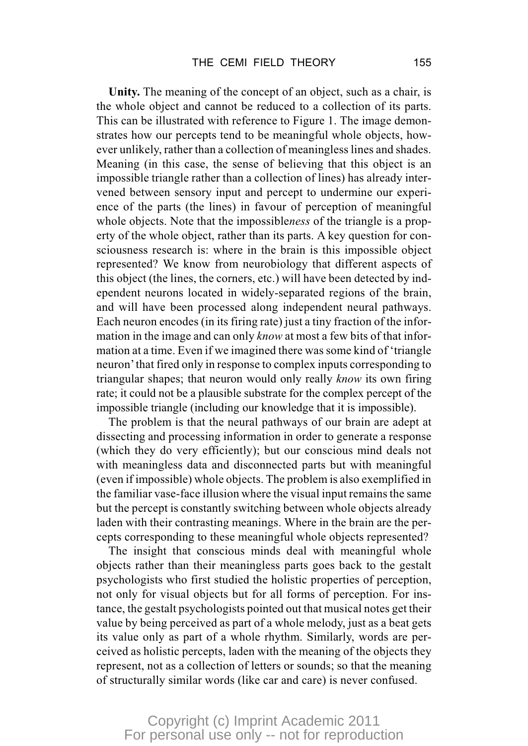**Unity.** The meaning of the concept of an object, such as a chair, is the whole object and cannot be reduced to a collection of its parts. This can be illustrated with reference to Figure 1. The image demonstrates how our percepts tend to be meaningful whole objects, however unlikely, rather than a collection of meaningless lines and shades. Meaning (in this case, the sense of believing that this object is an impossible triangle rather than a collection of lines) has already intervened between sensory input and percept to undermine our experience of the parts (the lines) in favour of perception of meaningful whole objects. Note that the impossible*ness* of the triangle is a property of the whole object, rather than its parts. A key question for consciousness research is: where in the brain is this impossible object represented? We know from neurobiology that different aspects of this object (the lines, the corners, etc.) will have been detected by independent neurons located in widely-separated regions of the brain, and will have been processed along independent neural pathways. Each neuron encodes (in its firing rate) just a tiny fraction of the information in the image and can only *know* at most a few bits of that information at a time. Even if we imagined there was some kind of 'triangle neuron' that fired only in response to complex inputs corresponding to triangular shapes; that neuron would only really *know* its own firing rate; it could not be a plausible substrate for the complex percept of the impossible triangle (including our knowledge that it is impossible).

The problem is that the neural pathways of our brain are adept at dissecting and processing information in order to generate a response (which they do very efficiently); but our conscious mind deals not with meaningless data and disconnected parts but with meaningful (even if impossible) whole objects. The problem is also exemplified in the familiar vase-face illusion where the visual input remains the same but the percept is constantly switching between whole objects already laden with their contrasting meanings. Where in the brain are the percepts corresponding to these meaningful whole objects represented?

The insight that conscious minds deal with meaningful whole objects rather than their meaningless parts goes back to the gestalt psychologists who first studied the holistic properties of perception, not only for visual objects but for all forms of perception. For instance, the gestalt psychologists pointed out that musical notes get their value by being perceived as part of a whole melody, just as a beat gets its value only as part of a whole rhythm. Similarly, words are perceived as holistic percepts, laden with the meaning of the objects they represent, not as a collection of letters or sounds; so that the meaning of structurally similar words (like car and care) is never confused.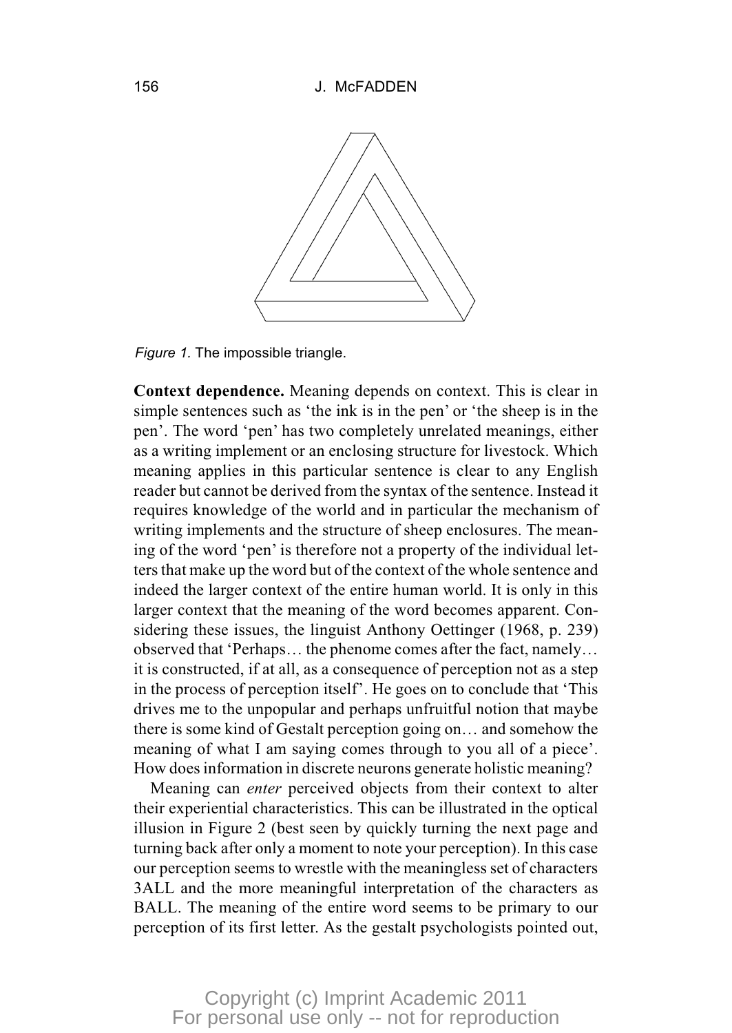*Figure 1.* The impossible triangle.

**Context dependence.** Meaning depends on context. This is clear in simple sentences such as 'the ink is in the pen' or 'the sheep is in the pen'. The word 'pen' has two completely unrelated meanings, either as a writing implement or an enclosing structure for livestock. Which meaning applies in this particular sentence is clear to any English reader but cannot be derived from the syntax of the sentence. Instead it requires knowledge of the world and in particular the mechanism of writing implements and the structure of sheep enclosures. The meaning of the word 'pen' is therefore not a property of the individual letters that make up the word but of the context of the whole sentence and indeed the larger context of the entire human world. It is only in this larger context that the meaning of the word becomes apparent. Considering these issues, the linguist Anthony Oettinger (1968, p. 239) observed that 'Perhaps… the phenome comes after the fact, namely… it is constructed, if at all, as a consequence of perception not as a step in the process of perception itself'. He goes on to conclude that 'This drives me to the unpopular and perhaps unfruitful notion that maybe there is some kind of Gestalt perception going on… and somehow the meaning of what I am saying comes through to you all of a piece'. How does information in discrete neurons generate holistic meaning?

Meaning can *enter* perceived objects from their context to alter their experiential characteristics. This can be illustrated in the optical illusion in Figure 2 (best seen by quickly turning the next page and turning back after only a moment to note your perception). In this case our perception seems to wrestle with the meaningless set of characters 3ALL and the more meaningful interpretation of the characters as BALL. The meaning of the entire word seems to be primary to our perception of its first letter. As the gestalt psychologists pointed out,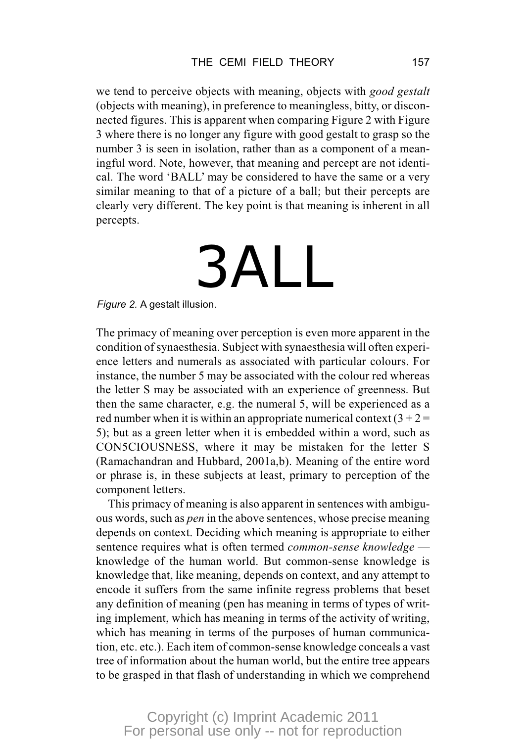we tend to perceive objects with meaning, objects with *good gestalt* (objects with meaning), in preference to meaningless, bitty, or disconnected figures. This is apparent when comparing Figure 2 with Figure 3 where there is no longer any figure with good gestalt to grasp so the number 3 is seen in isolation, rather than as a component of a meaningful word. Note, however, that meaning and percept are not identical. The word 'BALL' may be considered to have the same or a very similar meaning to that of a picture of a ball; but their percepts are clearly very different. The key point is that meaning is inherent in all percepts.

3ALL

*Figure 2.* A gestalt illusion.

The primacy of meaning over perception is even more apparent in the condition of synaesthesia. Subject with synaesthesia will often experience letters and numerals as associated with particular colours. For instance, the number 5 may be associated with the colour red whereas the letter S may be associated with an experience of greenness. But then the same character, e.g. the numeral 5, will be experienced as a red number when it is within an appropriate numerical context ($3 + 2 = 5$); but as a green letter when it is embedded within a word, such as CON5CIOUSNESS, where it may be mistaken for the letter S (Ramachandran and Hubbard, 2001a,b). Meaning of the entire word or phrase is, in these subjects at least, primary to perception of the component letters.

This primacy of meaning is also apparent in sentences with ambiguous words, such as *pen* in the above sentences, whose precise meaning depends on context. Deciding which meaning is appropriate to either sentence requires what is often termed *common-sense knowledge* — knowledge of the human world. But common-sense knowledge is knowledge that, like meaning, depends on context, and any attempt to encode it suffers from the same infinite regress problems that beset any definition of meaning (pen has meaning in terms of types of writing implement, which has meaning in terms of the activity of writing, which has meaning in terms of the purposes of human communication, etc. etc.). Each item of common-sense knowledge conceals a vast tree of information about the human world, but the entire tree appears to be grasped in that flash of understanding in which we comprehend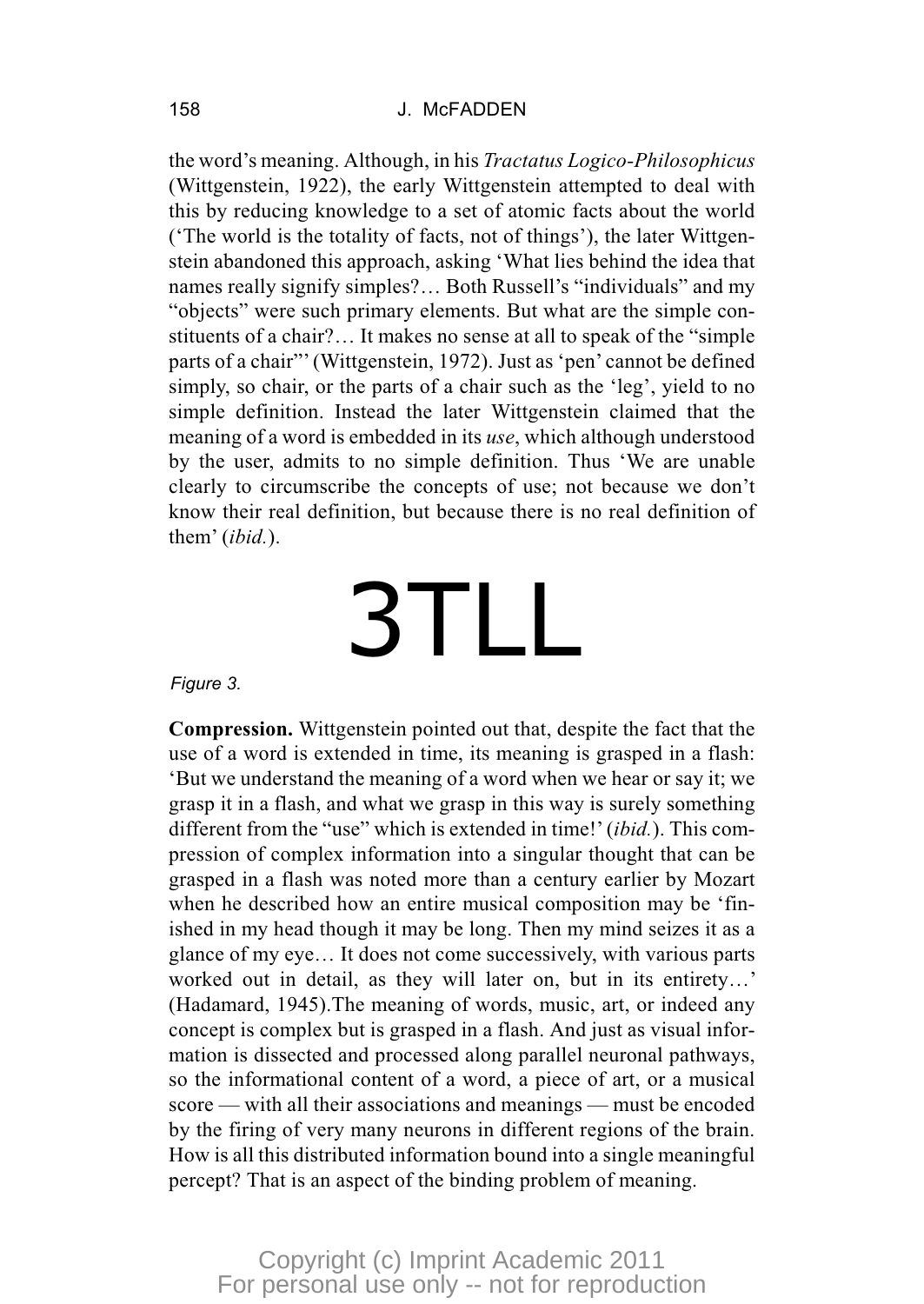the word's meaning. Although, in his *Tractatus Logico-Philosophicus* (Wittgenstein, 1922), the early Wittgenstein attempted to deal with this by reducing knowledge to a set of atomic facts about the world ('The world is the totality of facts, not of things'), the later Wittgenstein abandoned this approach, asking 'What lies behind the idea that names really signify simples?… Both Russell's "individuals" and my "objects" were such primary elements. But what are the simple constituents of a chair?… It makes no sense at all to speak of the "simple parts of a chair"' (Wittgenstein, 1972). Just as 'pen' cannot be defined simply, so chair, or the parts of a chair such as the 'leg', yield to no simple definition. Instead the later Wittgenstein claimed that the meaning of a word is embedded in its *use*, which although understood by the user, admits to no simple definition. Thus 'We are unable clearly to circumscribe the concepts of use; not because we don't know their real definition, but because there is no real definition of them' (*ibid.*).

3TLL

*Figure 3.*

**Compression.** Wittgenstein pointed out that, despite the fact that the use of a word is extended in time, its meaning is grasped in a flash: 'But we understand the meaning of a word when we hear or say it; we grasp it in a flash, and what we grasp in this way is surely something different from the "use" which is extended in time!' (*ibid.*). This compression of complex information into a singular thought that can be grasped in a flash was noted more than a century earlier by Mozart when he described how an entire musical composition may be 'finished in my head though it may be long. Then my mind seizes it as a glance of my eye… It does not come successively, with various parts worked out in detail, as they will later on, but in its entirety…' (Hadamard, 1945).The meaning of words, music, art, or indeed any concept is complex but is grasped in a flash. And just as visual information is dissected and processed along parallel neuronal pathways, so the informational content of a word, a piece of art, or a musical score — with all their associations and meanings — must be encoded by the firing of very many neurons in different regions of the brain. How is all this distributed information bound into a single meaningful percept? That is an aspect of the binding problem of meaning.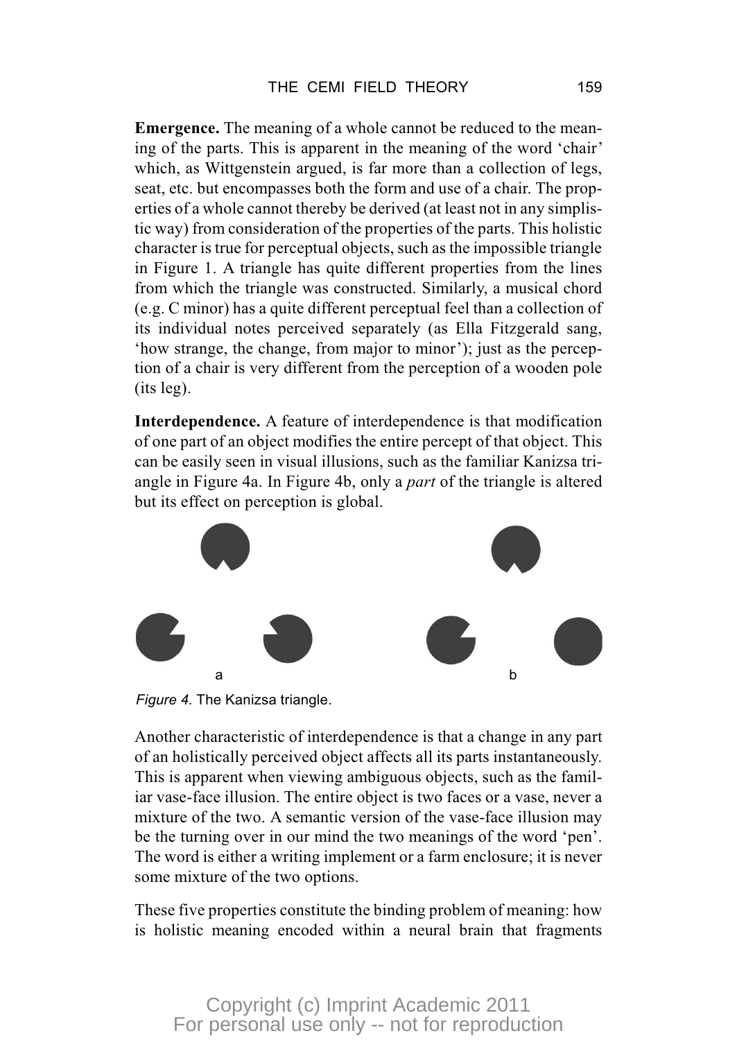**Emergence.** The meaning of a whole cannot be reduced to the meaning of the parts. This is apparent in the meaning of the word 'chair' which, as Wittgenstein argued, is far more than a collection of legs, seat, etc. but encompasses both the form and use of a chair. The properties of a whole cannot thereby be derived (at least not in any simplistic way) from consideration of the properties of the parts. This holistic character is true for perceptual objects, such as the impossible triangle in Figure 1. A triangle has quite different properties from the lines from which the triangle was constructed. Similarly, a musical chord (e.g. C minor) has a quite different perceptual feel than a collection of its individual notes perceived separately (as Ella Fitzgerald sang, 'how strange, the change, from major to minor'); just as the perception of a chair is very different from the perception of a wooden pole (its leg).

**Interdependence.** A feature of interdependence is that modification of one part of an object modifies the entire percept of that object. This can be easily seen in visual illusions, such as the familiar Kanizsa triangle in Figure 4a. In Figure 4b, only a *part* of the triangle is altered but its effect on perception is global.

*Figure 4.* The Kanizsa triangle.

Another characteristic of interdependence is that a change in any part of an holistically perceived object affects all its parts instantaneously. This is apparent when viewing ambiguous objects, such as the familiar vase-face illusion. The entire object is two faces or a vase, never a mixture of the two. A semantic version of the vase-face illusion may be the turning over in our mind the two meanings of the word 'pen'. The word is either a writing implement or a farm enclosure; it is never some mixture of the two options.

These five properties constitute the binding problem of meaning: how is holistic meaning encoded within a neural brain that fragments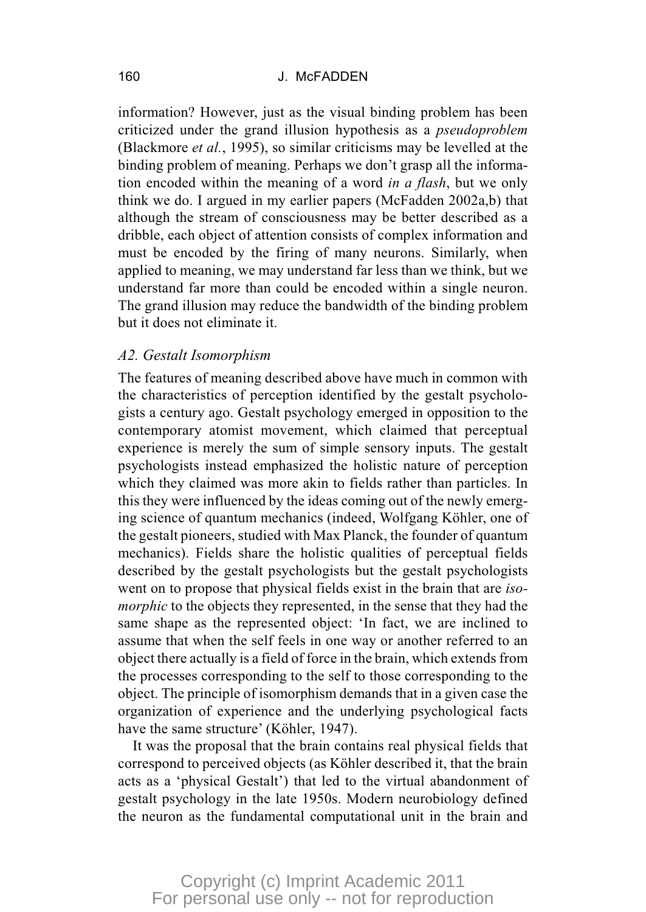information? However, just as the visual binding problem has been criticized under the grand illusion hypothesis as a *pseudoproblem* (Blackmore *et al.*, 1995), so similar criticisms may be levelled at the binding problem of meaning. Perhaps we don't grasp all the information encoded within the meaning of a word *in a flash*, but we only think we do. I argued in my earlier papers (McFadden 2002a,b) that although the stream of consciousness may be better described as a dribble, each object of attention consists of complex information and must be encoded by the firing of many neurons. Similarly, when applied to meaning, we may understand far less than we think, but we understand far more than could be encoded within a single neuron. The grand illusion may reduce the bandwidth of the binding problem but it does not eliminate it.

### *A2. Gestalt Isomorphism*

The features of meaning described above have much in common with the characteristics of perception identified by the gestalt psychologists a century ago. Gestalt psychology emerged in opposition to the contemporary atomist movement, which claimed that perceptual experience is merely the sum of simple sensory inputs. The gestalt psychologists instead emphasized the holistic nature of perception which they claimed was more akin to fields rather than particles. In this they were influenced by the ideas coming out of the newly emerging science of quantum mechanics (indeed, Wolfgang Köhler, one of the gestalt pioneers, studied with Max Planck, the founder of quantum mechanics). Fields share the holistic qualities of perceptual fields described by the gestalt psychologists but the gestalt psychologists went on to propose that physical fields exist in the brain that are *isomorphic* to the objects they represented, in the sense that they had the same shape as the represented object: 'In fact, we are inclined to assume that when the self feels in one way or another referred to an object there actually is a field of force in the brain, which extends from the processes corresponding to the self to those corresponding to the object. The principle of isomorphism demands that in a given case the organization of experience and the underlying psychological facts have the same structure' (Köhler, 1947).

It was the proposal that the brain contains real physical fields that correspond to perceived objects (as Köhler described it, that the brain acts as a 'physical Gestalt') that led to the virtual abandonment of gestalt psychology in the late 1950s. Modern neurobiology defined the neuron as the fundamental computational unit in the brain and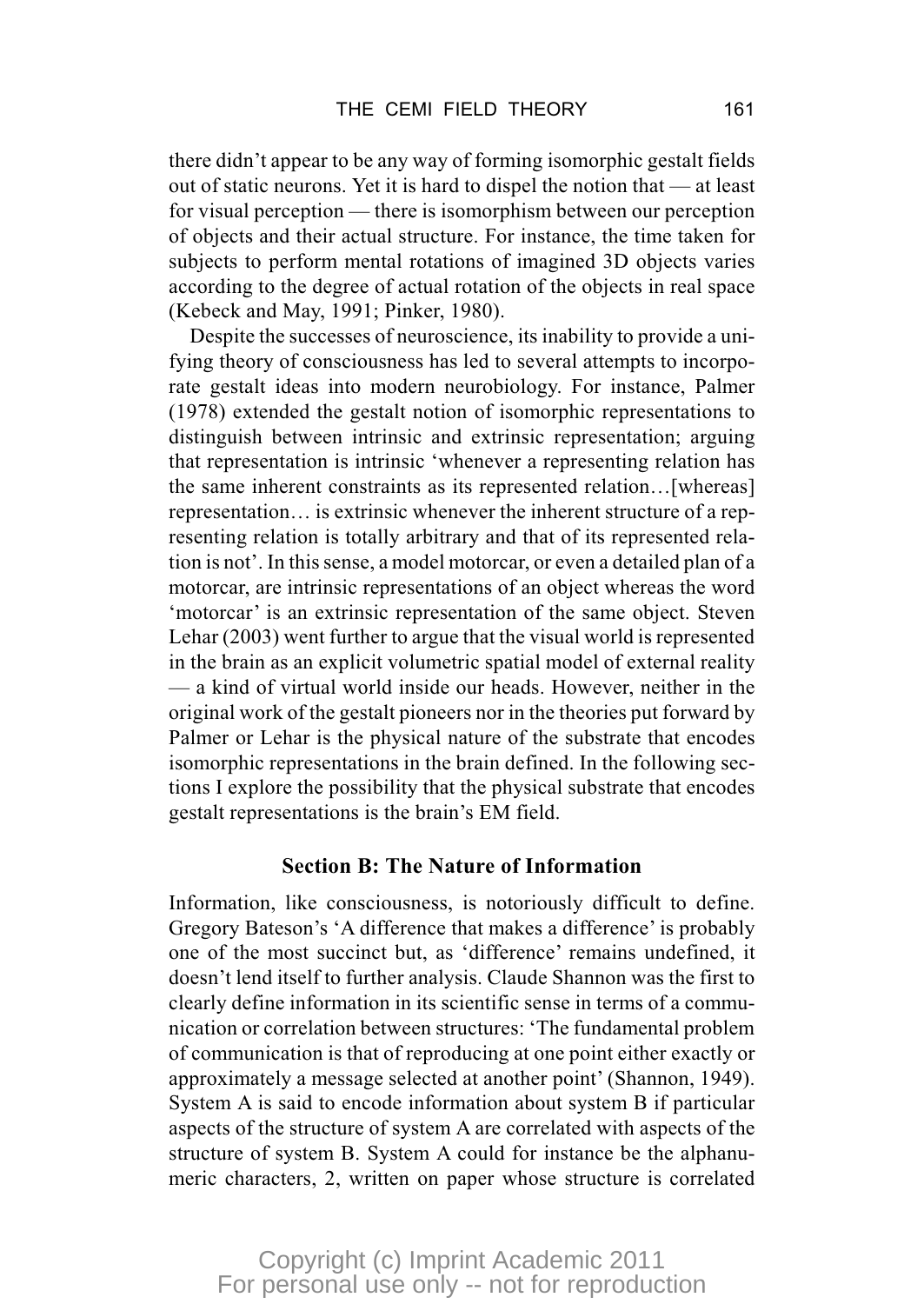there didn't appear to be any way of forming isomorphic gestalt fields out of static neurons. Yet it is hard to dispel the notion that — at least for visual perception — there is isomorphism between our perception of objects and their actual structure. For instance, the time taken for subjects to perform mental rotations of imagined 3D objects varies according to the degree of actual rotation of the objects in real space (Kebeck and May, 1991; Pinker, 1980).

Despite the successes of neuroscience, its inability to provide a unifying theory of consciousness has led to several attempts to incorporate gestalt ideas into modern neurobiology. For instance, Palmer (1978) extended the gestalt notion of isomorphic representations to distinguish between intrinsic and extrinsic representation; arguing that representation is intrinsic 'whenever a representing relation has the same inherent constraints as its represented relation…[whereas] representation… is extrinsic whenever the inherent structure of a representing relation is totally arbitrary and that of its represented relation is not'. In this sense, a model motorcar, or even a detailed plan of a motorcar, are intrinsic representations of an object whereas the word 'motorcar' is an extrinsic representation of the same object. Steven Lehar (2003) went further to argue that the visual world is represented in the brain as an explicit volumetric spatial model of external reality — a kind of virtual world inside our heads. However, neither in the original work of the gestalt pioneers nor in the theories put forward by Palmer or Lehar is the physical nature of the substrate that encodes isomorphic representations in the brain defined. In the following sections I explore the possibility that the physical substrate that encodes gestalt representations is the brain's EM field.

## Section B: The Nature of Information

Information, like consciousness, is notoriously difficult to define. Gregory Bateson's 'A difference that makes a difference' is probably one of the most succinct but, as 'difference' remains undefined, it doesn't lend itself to further analysis. Claude Shannon was the first to clearly define information in its scientific sense in terms of a communication or correlation between structures: 'The fundamental problem of communication is that of reproducing at one point either exactly or approximately a message selected at another point' (Shannon, 1949). System A is said to encode information about system B if particular aspects of the structure of system A are correlated with aspects of the structure of system B. System A could for instance be the alphanumeric characters, 2, written on paper whose structure is correlated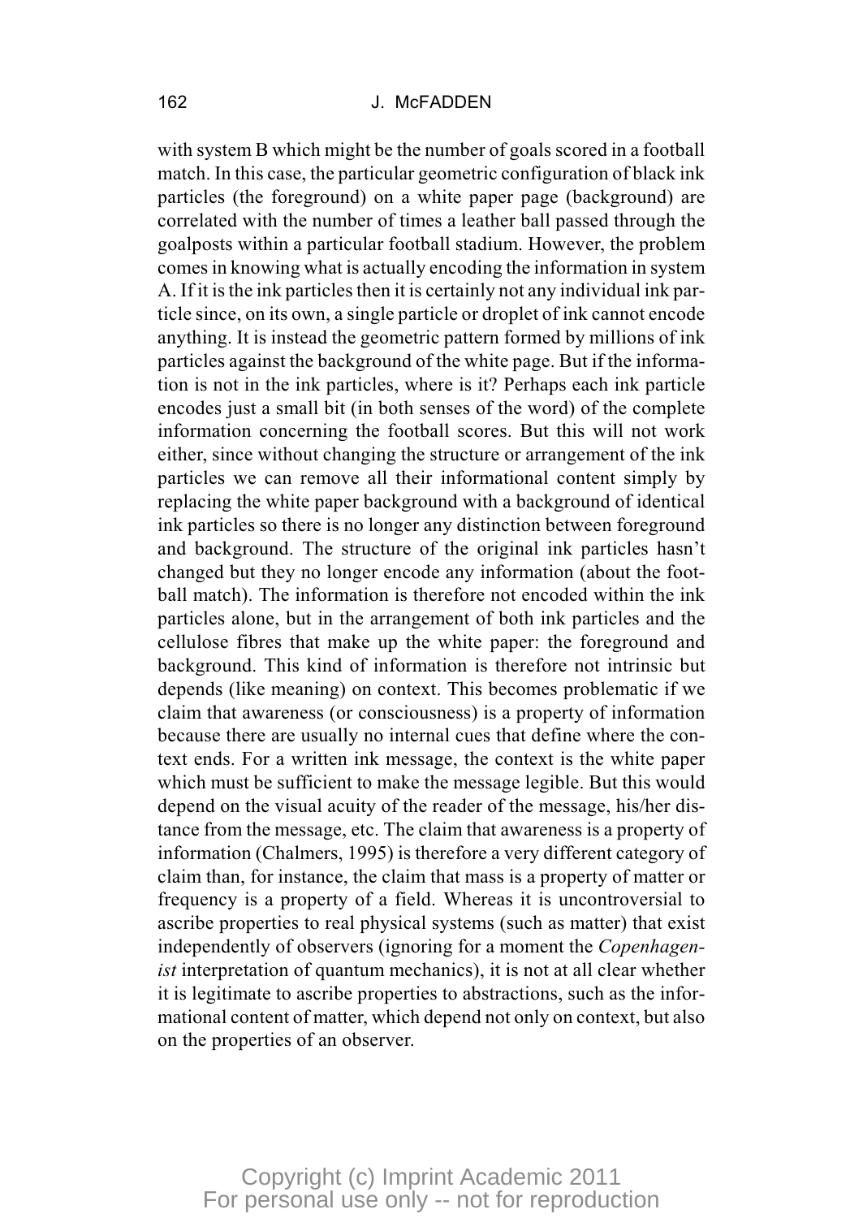with system B which might be the number of goals scored in a football match. In this case, the particular geometric configuration of black ink particles (the foreground) on a white paper page (background) are correlated with the number of times a leather ball passed through the goalposts within a particular football stadium. However, the problem comes in knowing what is actually encoding the information in system A. If it is the ink particles then it is certainly not any individual ink particle since, on its own, a single particle or droplet of ink cannot encode anything. It is instead the geometric pattern formed by millions of ink particles against the background of the white page. But if the information is not in the ink particles, where is it? Perhaps each ink particle encodes just a small bit (in both senses of the word) of the complete information concerning the football scores. But this will not work either, since without changing the structure or arrangement of the ink particles we can remove all their informational content simply by replacing the white paper background with a background of identical ink particles so there is no longer any distinction between foreground and background. The structure of the original ink particles hasn't changed but they no longer encode any information (about the football match). The information is therefore not encoded within the ink particles alone, but in the arrangement of both ink particles and the cellulose fibres that make up the white paper: the foreground and background. This kind of information is therefore not intrinsic but depends (like meaning) on context. This becomes problematic if we claim that awareness (or consciousness) is a property of information because there are usually no internal cues that define where the context ends. For a written ink message, the context is the white paper which must be sufficient to make the message legible. But this would depend on the visual acuity of the reader of the message, his/her distance from the message, etc. The claim that awareness is a property of information (Chalmers, 1995) is therefore a very different category of claim than, for instance, the claim that mass is a property of matter or frequency is a property of a field. Whereas it is uncontroversial to ascribe properties to real physical systems (such as matter) that exist independently of observers (ignoring for a moment the *Copenhagenist* interpretation of quantum mechanics), it is not at all clear whether it is legitimate to ascribe properties to abstractions, such as the informational content of matter, which depend not only on context, but also on the properties of an observer.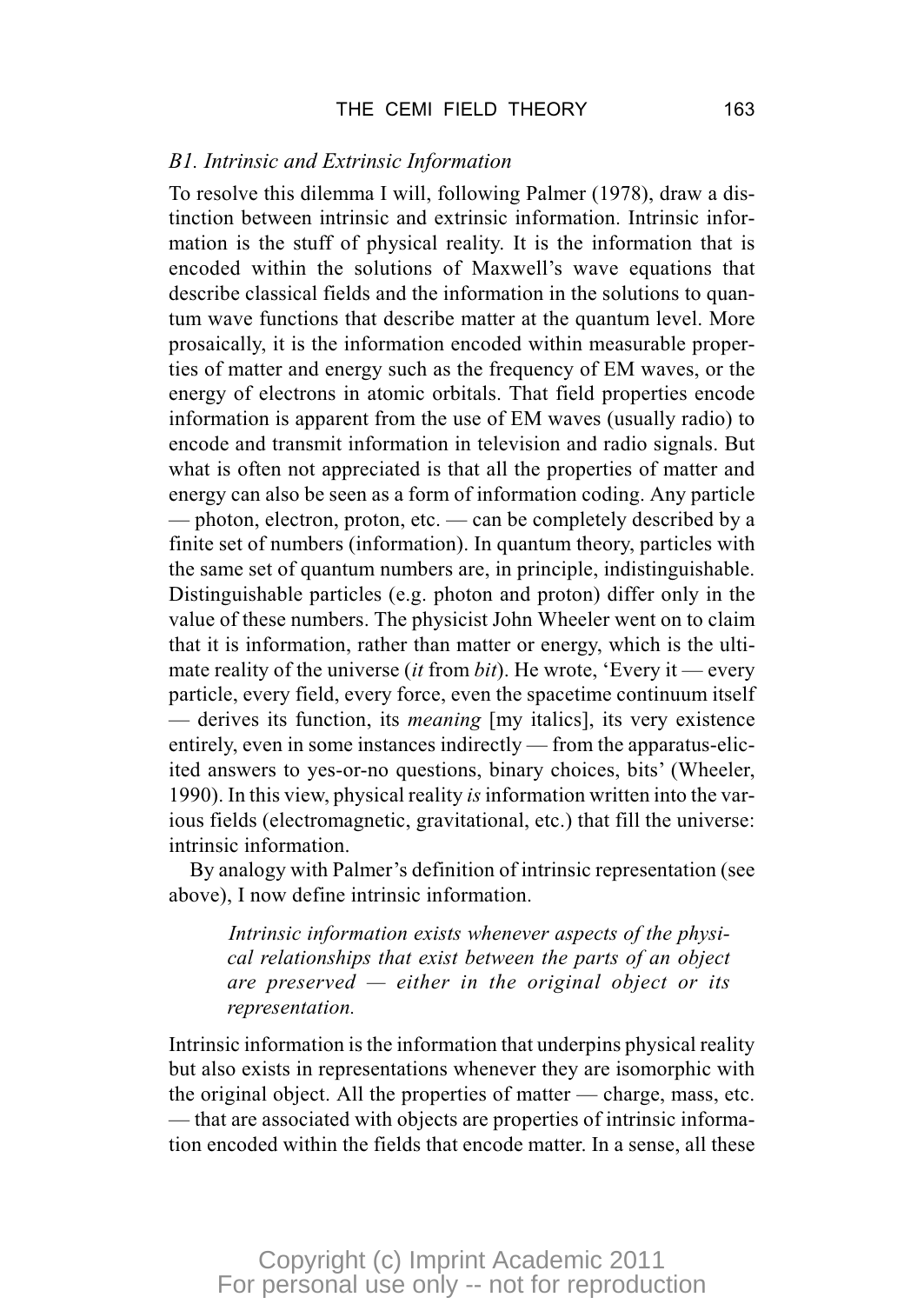### *B1. Intrinsic and Extrinsic Information*

To resolve this dilemma I will, following Palmer (1978), draw a distinction between intrinsic and extrinsic information. Intrinsic information is the stuff of physical reality. It is the information that is encoded within the solutions of Maxwell's wave equations that describe classical fields and the information in the solutions to quantum wave functions that describe matter at the quantum level. More prosaically, it is the information encoded within measurable properties of matter and energy such as the frequency of EM waves, or the energy of electrons in atomic orbitals. That field properties encode information is apparent from the use of EM waves (usually radio) to encode and transmit information in television and radio signals. But what is often not appreciated is that all the properties of matter and energy can also be seen as a form of information coding. Any particle — photon, electron, proton, etc. — can be completely described by a finite set of numbers (information). In quantum theory, particles with the same set of quantum numbers are, in principle, indistinguishable. Distinguishable particles (e.g. photon and proton) differ only in the value of these numbers. The physicist John Wheeler went on to claim that it is information, rather than matter or energy, which is the ultimate reality of the universe (*it* from *bit*). He wrote, 'Every it — every particle, every field, every force, even the spacetime continuum itself — derives its function, its *meaning* [my italics], its very existence entirely, even in some instances indirectly — from the apparatus-elicited answers to yes-or-no questions, binary choices, bits' (Wheeler, 1990). In this view, physical reality *is* information written into the various fields (electromagnetic, gravitational, etc.) that fill the universe: intrinsic information.

By analogy with Palmer's definition of intrinsic representation (see above), I now define intrinsic information.

> *Intrinsic information exists whenever aspects of the physical relationships that exist between the parts of an object are preserved — either in the original object or its representation.*

Intrinsic information is the information that underpins physical reality but also exists in representations whenever they are isomorphic with the original object. All the properties of matter — charge, mass, etc. — that are associated with objects are properties of intrinsic information encoded within the fields that encode matter. In a sense, all these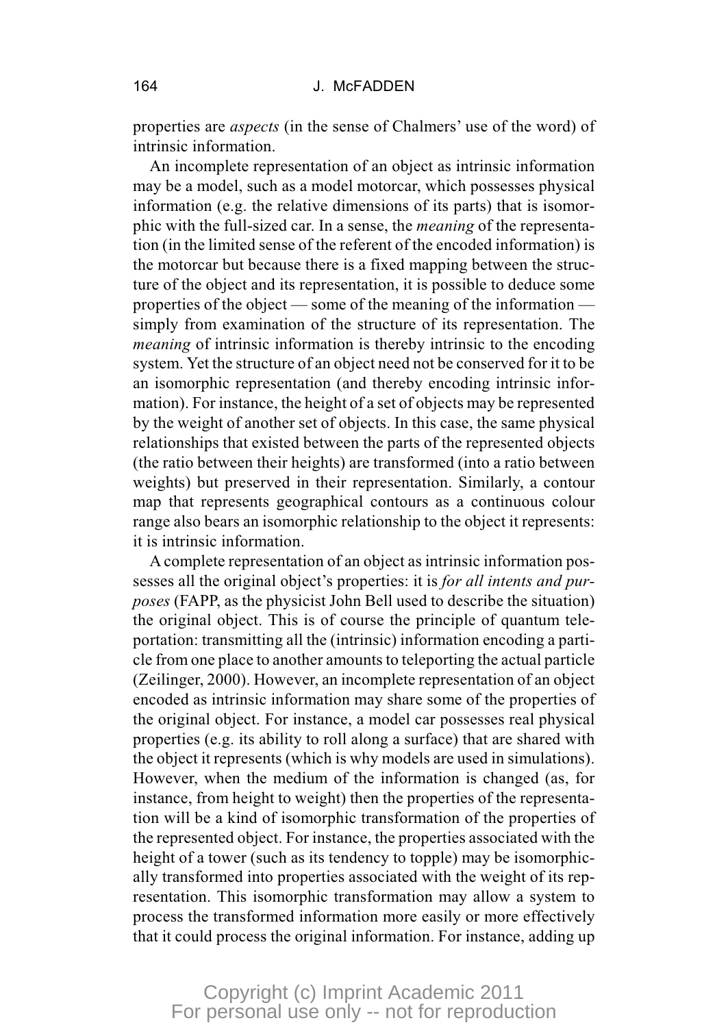properties are *aspects* (in the sense of Chalmers' use of the word) of intrinsic information.

An incomplete representation of an object as intrinsic information may be a model, such as a model motorcar, which possesses physical information (e.g. the relative dimensions of its parts) that is isomorphic with the full-sized car. In a sense, the *meaning* of the representation (in the limited sense of the referent of the encoded information) is the motorcar but because there is a fixed mapping between the structure of the object and its representation, it is possible to deduce some properties of the object — some of the meaning of the information — simply from examination of the structure of its representation. The *meaning* of intrinsic information is thereby intrinsic to the encoding system. Yet the structure of an object need not be conserved for it to be an isomorphic representation (and thereby encoding intrinsic information). For instance, the height of a set of objects may be represented by the weight of another set of objects. In this case, the same physical relationships that existed between the parts of the represented objects (the ratio between their heights) are transformed (into a ratio between weights) but preserved in their representation. Similarly, a contour map that represents geographical contours as a continuous colour range also bears an isomorphic relationship to the object it represents: it is intrinsic information.

A complete representation of an object as intrinsic information possesses all the original object's properties: it is *for all intents and purposes* (FAPP, as the physicist John Bell used to describe the situation) the original object. This is of course the principle of quantum teleportation: transmitting all the (intrinsic) information encoding a particle from one place to another amounts to teleporting the actual particle (Zeilinger, 2000). However, an incomplete representation of an object encoded as intrinsic information may share some of the properties of the original object. For instance, a model car possesses real physical properties (e.g. its ability to roll along a surface) that are shared with the object it represents (which is why models are used in simulations). However, when the medium of the information is changed (as, for instance, from height to weight) then the properties of the representation will be a kind of isomorphic transformation of the properties of the represented object. For instance, the properties associated with the height of a tower (such as its tendency to topple) may be isomorphically transformed into properties associated with the weight of its representation. This isomorphic transformation may allow a system to process the transformed information more easily or more effectively that it could process the original information. For instance, adding up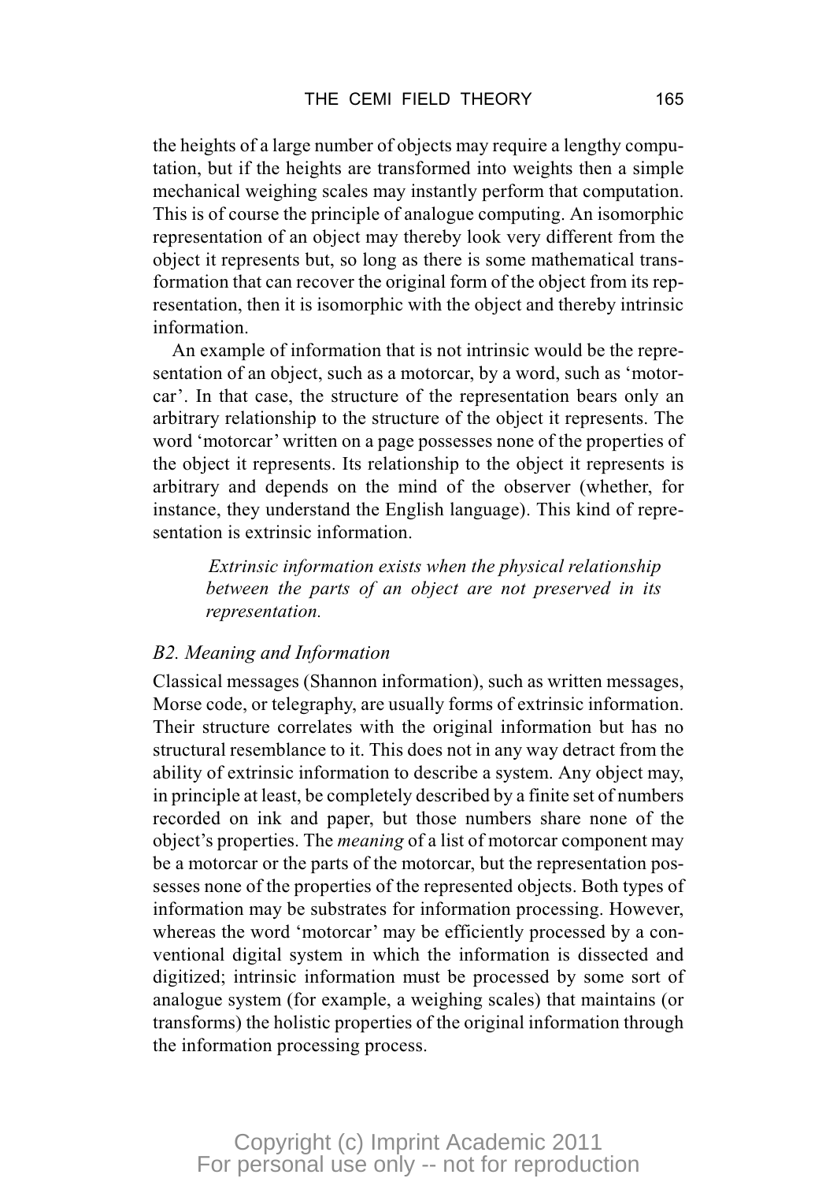the heights of a large number of objects may require a lengthy computation, but if the heights are transformed into weights then a simple mechanical weighing scales may instantly perform that computation. This is of course the principle of analogue computing. An isomorphic representation of an object may thereby look very different from the object it represents but, so long as there is some mathematical transformation that can recover the original form of the object from its representation, then it is isomorphic with the object and thereby intrinsic information.

An example of information that is not intrinsic would be the representation of an object, such as a motorcar, by a word, such as 'motorcar'. In that case, the structure of the representation bears only an arbitrary relationship to the structure of the object it represents. The word 'motorcar' written on a page possesses none of the properties of the object it represents. Its relationship to the object it represents is arbitrary and depends on the mind of the observer (whether, for instance, they understand the English language). This kind of representation is extrinsic information.

> *Extrinsic information exists when the physical relationship between the parts of an object are not preserved in its representation.*

### *B2. Meaning and Information*

Classical messages (Shannon information), such as written messages, Morse code, or telegraphy, are usually forms of extrinsic information. Their structure correlates with the original information but has no structural resemblance to it. This does not in any way detract from the ability of extrinsic information to describe a system. Any object may, in principle at least, be completely described by a finite set of numbers recorded on ink and paper, but those numbers share none of the object's properties. The *meaning* of a list of motorcar component may be a motorcar or the parts of the motorcar, but the representation possesses none of the properties of the represented objects. Both types of information may be substrates for information processing. However, whereas the word 'motorcar' may be efficiently processed by a conventional digital system in which the information is dissected and digitized; intrinsic information must be processed by some sort of analogue system (for example, a weighing scales) that maintains (or transforms) the holistic properties of the original information through the information processing process.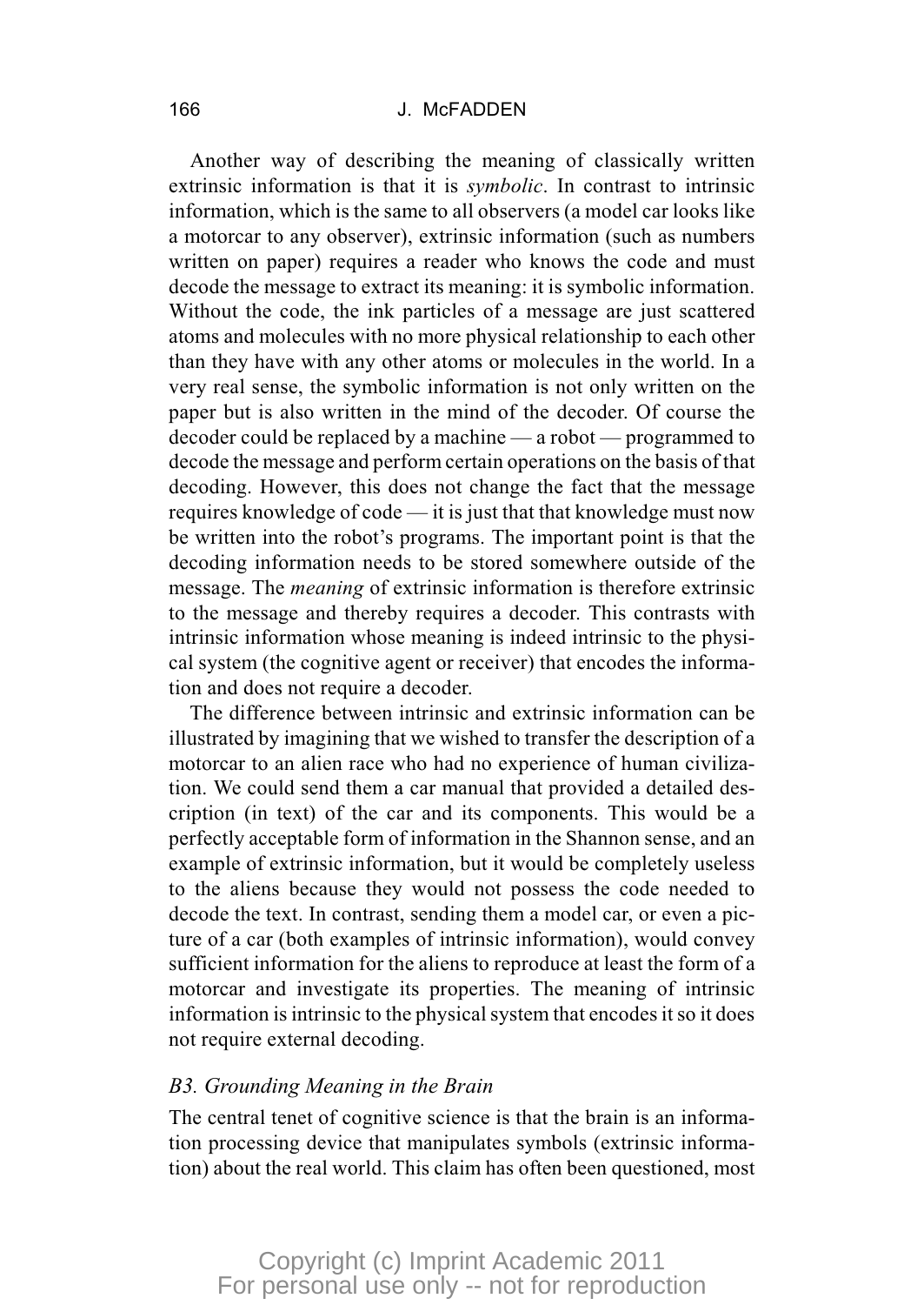Another way of describing the meaning of classically written extrinsic information is that it is *symbolic*. In contrast to intrinsic information, which is the same to all observers (a model car looks like a motorcar to any observer), extrinsic information (such as numbers written on paper) requires a reader who knows the code and must decode the message to extract its meaning: it is symbolic information. Without the code, the ink particles of a message are just scattered atoms and molecules with no more physical relationship to each other than they have with any other atoms or molecules in the world. In a very real sense, the symbolic information is not only written on the paper but is also written in the mind of the decoder. Of course the decoder could be replaced by a machine — a robot — programmed to decode the message and perform certain operations on the basis of that decoding. However, this does not change the fact that the message requires knowledge of code — it is just that that knowledge must now be written into the robot's programs. The important point is that the decoding information needs to be stored somewhere outside of the message. The *meaning* of extrinsic information is therefore extrinsic to the message and thereby requires a decoder. This contrasts with intrinsic information whose meaning is indeed intrinsic to the physical system (the cognitive agent or receiver) that encodes the information and does not require a decoder.

The difference between intrinsic and extrinsic information can be illustrated by imagining that we wished to transfer the description of a motorcar to an alien race who had no experience of human civilization. We could send them a car manual that provided a detailed description (in text) of the car and its components. This would be a perfectly acceptable form of information in the Shannon sense, and an example of extrinsic information, but it would be completely useless to the aliens because they would not possess the code needed to decode the text. In contrast, sending them a model car, or even a picture of a car (both examples of intrinsic information), would convey sufficient information for the aliens to reproduce at least the form of a motorcar and investigate its properties. The meaning of intrinsic information is intrinsic to the physical system that encodes it so it does not require external decoding.

### *B3. Grounding Meaning in the Brain*

The central tenet of cognitive science is that the brain is an information processing device that manipulates symbols (extrinsic information) about the real world. This claim has often been questioned, most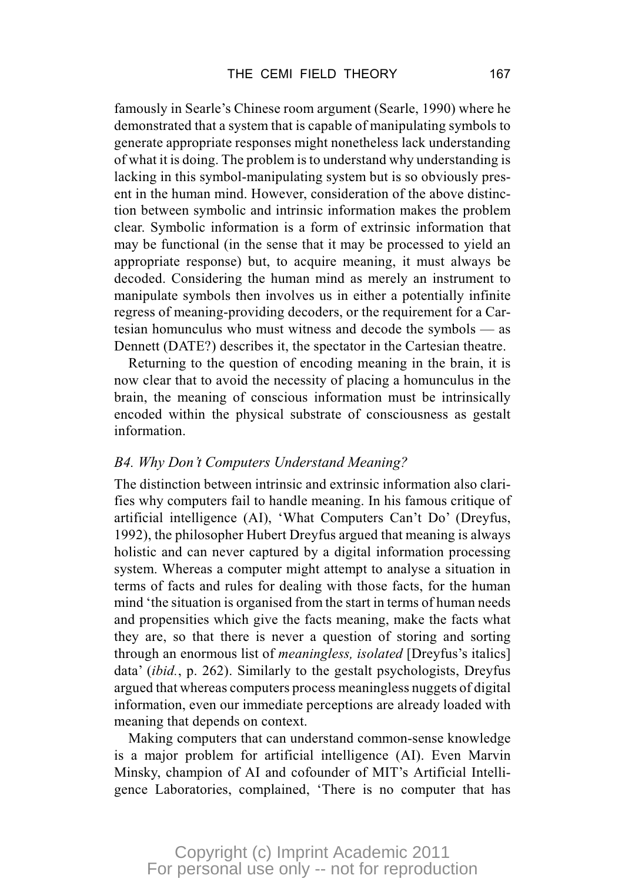famously in Searle's Chinese room argument (Searle, 1990) where he demonstrated that a system that is capable of manipulating symbols to generate appropriate responses might nonetheless lack understanding of what it is doing. The problem is to understand why understanding is lacking in this symbol-manipulating system but is so obviously present in the human mind. However, consideration of the above distinction between symbolic and intrinsic information makes the problem clear. Symbolic information is a form of extrinsic information that may be functional (in the sense that it may be processed to yield an appropriate response) but, to acquire meaning, it must always be decoded. Considering the human mind as merely an instrument to manipulate symbols then involves us in either a potentially infinite regress of meaning-providing decoders, or the requirement for a Cartesian homunculus who must witness and decode the symbols — as Dennett (DATE?) describes it, the spectator in the Cartesian theatre.

Returning to the question of encoding meaning in the brain, it is now clear that to avoid the necessity of placing a homunculus in the brain, the meaning of conscious information must be intrinsically encoded within the physical substrate of consciousness as gestalt information.

### *B4. Why Don't Computers Understand Meaning?*

The distinction between intrinsic and extrinsic information also clarifies why computers fail to handle meaning. In his famous critique of artificial intelligence (AI), 'What Computers Can't Do' (Dreyfus, 1992), the philosopher Hubert Dreyfus argued that meaning is always holistic and can never captured by a digital information processing system. Whereas a computer might attempt to analyse a situation in terms of facts and rules for dealing with those facts, for the human mind 'the situation is organised from the start in terms of human needs and propensities which give the facts meaning, make the facts what they are, so that there is never a question of storing and sorting through an enormous list of *meaningless, isolated* [Dreyfus's italics] data' (*ibid.*, p. 262). Similarly to the gestalt psychologists, Dreyfus argued that whereas computers process meaningless nuggets of digital information, even our immediate perceptions are already loaded with meaning that depends on context.

Making computers that can understand common-sense knowledge is a major problem for artificial intelligence (AI). Even Marvin Minsky, champion of AI and cofounder of MIT's Artificial Intelligence Laboratories, complained, 'There is no computer that has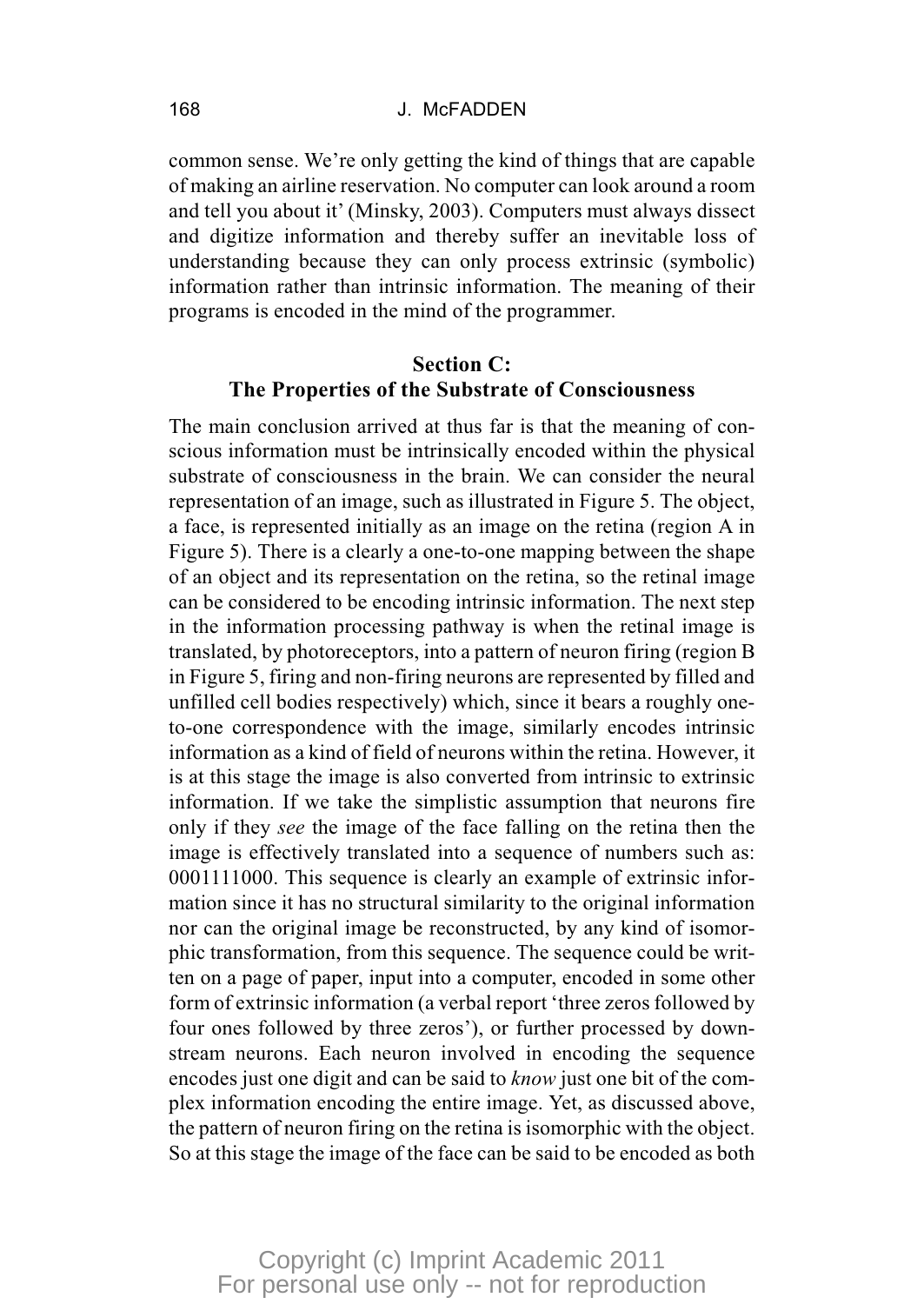common sense. We're only getting the kind of things that are capable of making an airline reservation. No computer can look around a room and tell you about it' (Minsky, 2003). Computers must always dissect and digitize information and thereby suffer an inevitable loss of understanding because they can only process extrinsic (symbolic) information rather than intrinsic information. The meaning of their programs is encoded in the mind of the programmer.

## Section C:
## The Properties of the Substrate of Consciousness

The main conclusion arrived at thus far is that the meaning of conscious information must be intrinsically encoded within the physical substrate of consciousness in the brain. We can consider the neural representation of an image, such as illustrated in Figure 5. The object, a face, is represented initially as an image on the retina (region A in Figure 5). There is a clearly a one-to-one mapping between the shape of an object and its representation on the retina, so the retinal image can be considered to be encoding intrinsic information. The next step in the information processing pathway is when the retinal image is translated, by photoreceptors, into a pattern of neuron firing (region B in Figure 5, firing and non-firing neurons are represented by filled and unfilled cell bodies respectively) which, since it bears a roughly one-to-one correspondence with the image, similarly encodes intrinsic information as a kind of field of neurons within the retina. However, it is at this stage the image is also converted from intrinsic to extrinsic information. If we take the simplistic assumption that neurons fire only if they *see* the image of the face falling on the retina then the image is effectively translated into a sequence of numbers such as: 0001111000. This sequence is clearly an example of extrinsic information since it has no structural similarity to the original information nor can the original image be reconstructed, by any kind of isomorphic transformation, from this sequence. The sequence could be written on a page of paper, input into a computer, encoded in some other form of extrinsic information (a verbal report 'three zeros followed by four ones followed by three zeros'), or further processed by downstream neurons. Each neuron involved in encoding the sequence encodes just one digit and can be said to *know* just one bit of the complex information encoding the entire image. Yet, as discussed above, the pattern of neuron firing on the retina is isomorphic with the object. So at this stage the image of the face can be said to be encoded as both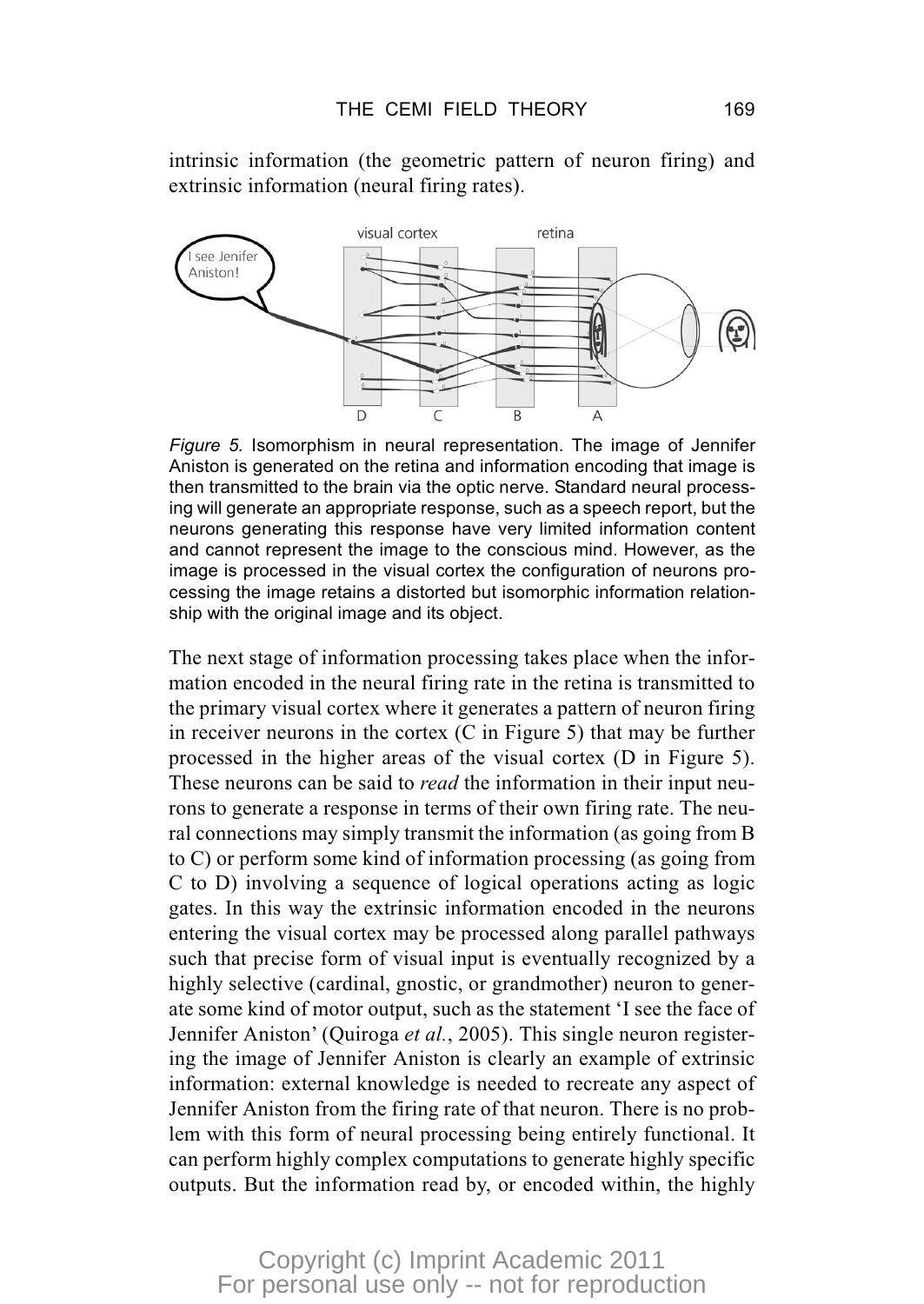intrinsic information (the geometric pattern of neuron firing) and extrinsic information (neural firing rates).

*Figure 5.* Isomorphism in neural representation. The image of Jennifer Aniston is generated on the retina and information encoding that image is then transmitted to the brain via the optic nerve. Standard neural processing will generate an appropriate response, such as a speech report, but the neurons generating this response have very limited information content and cannot represent the image to the conscious mind. However, as the image is processed in the visual cortex the configuration of neurons processing the image retains a distorted but isomorphic information relationship with the original image and its object.

The next stage of information processing takes place when the information encoded in the neural firing rate in the retina is transmitted to the primary visual cortex where it generates a pattern of neuron firing in receiver neurons in the cortex (C in Figure 5) that may be further processed in the higher areas of the visual cortex (D in Figure 5). These neurons can be said to *read* the information in their input neurons to generate a response in terms of their own firing rate. The neural connections may simply transmit the information (as going from B to C) or perform some kind of information processing (as going from C to D) involving a sequence of logical operations acting as logic gates. In this way the extrinsic information encoded in the neurons entering the visual cortex may be processed along parallel pathways such that precise form of visual input is eventually recognized by a highly selective (cardinal, gnostic, or grandmother) neuron to generate some kind of motor output, such as the statement 'I see the face of Jennifer Aniston' (Quiroga *et al.*, 2005). This single neuron registering the image of Jennifer Aniston is clearly an example of extrinsic information: external knowledge is needed to recreate any aspect of Jennifer Aniston from the firing rate of that neuron. There is no problem with this form of neural processing being entirely functional. It can perform highly complex computations to generate highly specific outputs. But the information read by, or encoded within, the highly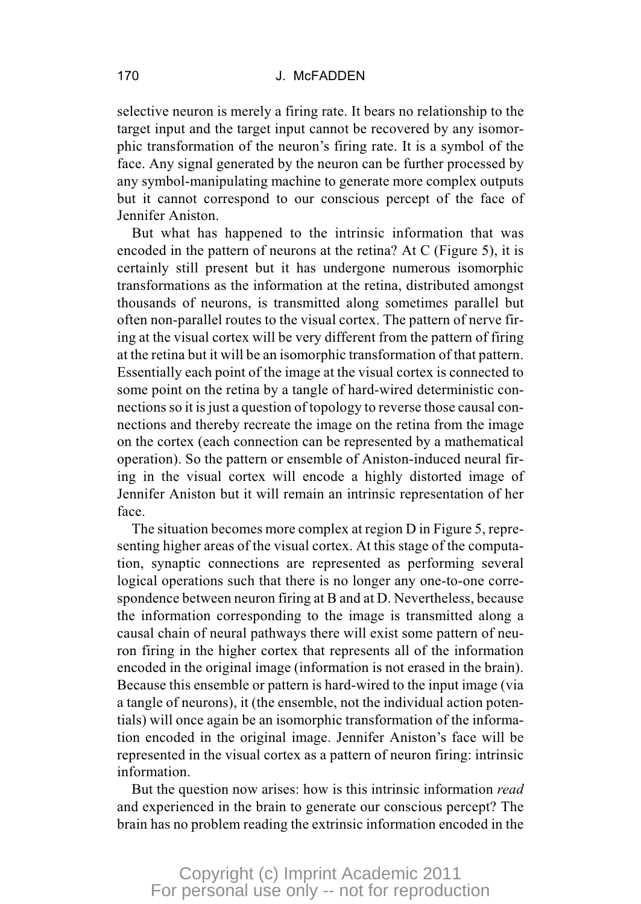selective neuron is merely a firing rate. It bears no relationship to the target input and the target input cannot be recovered by any isomorphic transformation of the neuron's firing rate. It is a symbol of the face. Any signal generated by the neuron can be further processed by any symbol-manipulating machine to generate more complex outputs but it cannot correspond to our conscious percept of the face of Jennifer Aniston.

But what has happened to the intrinsic information that was encoded in the pattern of neurons at the retina? At C (Figure 5), it is certainly still present but it has undergone numerous isomorphic transformations as the information at the retina, distributed amongst thousands of neurons, is transmitted along sometimes parallel but often non-parallel routes to the visual cortex. The pattern of nerve firing at the visual cortex will be very different from the pattern of firing at the retina but it will be an isomorphic transformation of that pattern. Essentially each point of the image at the visual cortex is connected to some point on the retina by a tangle of hard-wired deterministic connections so it is just a question of topology to reverse those causal connections and thereby recreate the image on the retina from the image on the cortex (each connection can be represented by a mathematical operation). So the pattern or ensemble of Aniston-induced neural firing in the visual cortex will encode a highly distorted image of Jennifer Aniston but it will remain an intrinsic representation of her face.

The situation becomes more complex at region D in Figure 5, representing higher areas of the visual cortex. At this stage of the computation, synaptic connections are represented as performing several logical operations such that there is no longer any one-to-one correspondence between neuron firing at B and at D. Nevertheless, because the information corresponding to the image is transmitted along a causal chain of neural pathways there will exist some pattern of neuron firing in the higher cortex that represents all of the information encoded in the original image (information is not erased in the brain). Because this ensemble or pattern is hard-wired to the input image (via a tangle of neurons), it (the ensemble, not the individual action potentials) will once again be an isomorphic transformation of the information encoded in the original image. Jennifer Aniston's face will be represented in the visual cortex as a pattern of neuron firing: intrinsic information.

But the question now arises: how is this intrinsic information *read* and experienced in the brain to generate our conscious percept? The brain has no problem reading the extrinsic information encoded in the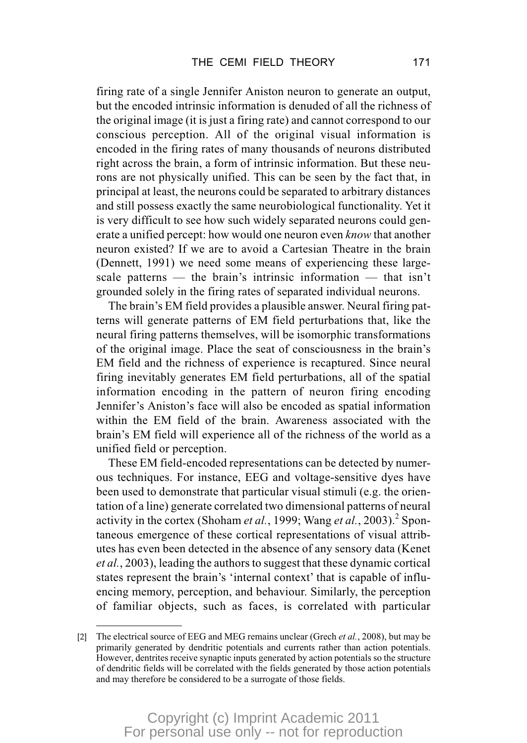firing rate of a single Jennifer Aniston neuron to generate an output, but the encoded intrinsic information is denuded of all the richness of the original image (it is just a firing rate) and cannot correspond to our conscious perception. All of the original visual information is encoded in the firing rates of many thousands of neurons distributed right across the brain, a form of intrinsic information. But these neurons are not physically unified. This can be seen by the fact that, in principal at least, the neurons could be separated to arbitrary distances and still possess exactly the same neurobiological functionality. Yet it is very difficult to see how such widely separated neurons could generate a unified percept: how would one neuron even *know* that another neuron existed? If we are to avoid a Cartesian Theatre in the brain (Dennett, 1991) we need some means of experiencing these large-scale patterns — the brain's intrinsic information — that isn't grounded solely in the firing rates of separated individual neurons.

The brain's EM field provides a plausible answer. Neural firing patterns will generate patterns of EM field perturbations that, like the neural firing patterns themselves, will be isomorphic transformations of the original image. Place the seat of consciousness in the brain's EM field and the richness of experience is recaptured. Since neural firing inevitably generates EM field perturbations, all of the spatial information encoding in the pattern of neuron firing encoding Jennifer's Aniston's face will also be encoded as spatial information within the EM field of the brain. Awareness associated with the brain's EM field will experience all of the richness of the world as a unified field or perception.

These EM field-encoded representations can be detected by numerous techniques. For instance, EEG and voltage-sensitive dyes have been used to demonstrate that particular visual stimuli (e.g. the orientation of a line) generate correlated two dimensional patterns of neural activity in the cortex (Shoham *et al.*, 1999; Wang *et al.*, 2003).[2] Spontaneous emergence of these cortical representations of visual attributes has even been detected in the absence of any sensory data (Kenet *et al.*, 2003), leading the authors to suggest that these dynamic cortical states represent the brain's 'internal context' that is capable of influencing memory, perception, and behaviour. Similarly, the perception of familiar objects, such as faces, is correlated with particular

---

[2] The electrical source of EEG and MEG remains unclear (Grech *et al.*, 2008), but may be primarily generated by dendritic potentials and currents rather than action potentials. However, dentrites receive synaptic inputs generated by action potentials so the structure of dendritic fields will be correlated with the fields generated by those action potentials and may therefore be considered to be a surrogate of those fields.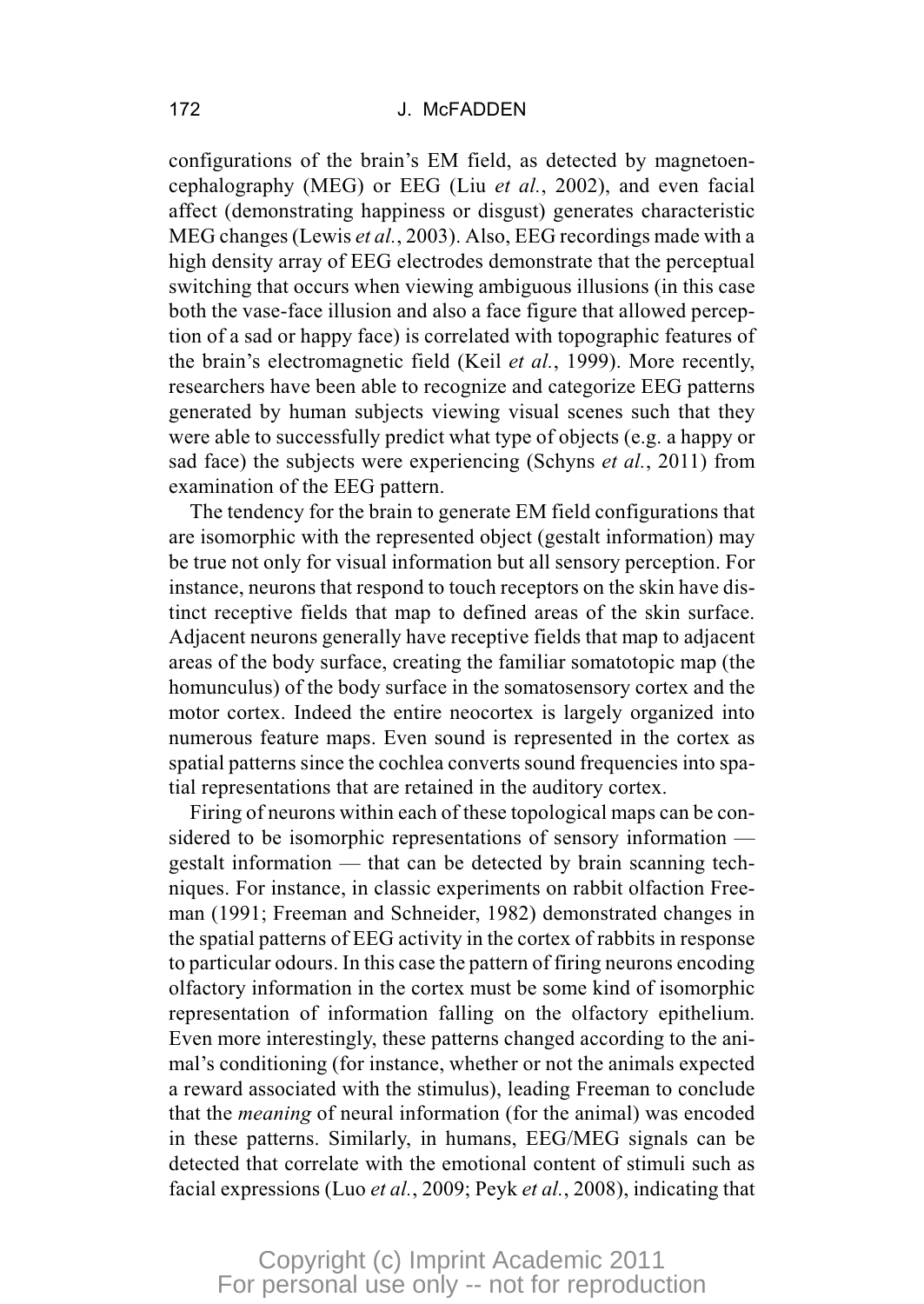configurations of the brain's EM field, as detected by magnetoencephalography (MEG) or EEG (Liu *et al.*, 2002), and even facial affect (demonstrating happiness or disgust) generates characteristic MEG changes (Lewis *et al.*, 2003). Also, EEG recordings made with a high density array of EEG electrodes demonstrate that the perceptual switching that occurs when viewing ambiguous illusions (in this case both the vase-face illusion and also a face figure that allowed perception of a sad or happy face) is correlated with topographic features of the brain's electromagnetic field (Keil *et al.*, 1999). More recently, researchers have been able to recognize and categorize EEG patterns generated by human subjects viewing visual scenes such that they were able to successfully predict what type of objects (e.g. a happy or sad face) the subjects were experiencing (Schyns *et al.*, 2011) from examination of the EEG pattern.

The tendency for the brain to generate EM field configurations that are isomorphic with the represented object (gestalt information) may be true not only for visual information but all sensory perception. For instance, neurons that respond to touch receptors on the skin have distinct receptive fields that map to defined areas of the skin surface. Adjacent neurons generally have receptive fields that map to adjacent areas of the body surface, creating the familiar somatotopic map (the homunculus) of the body surface in the somatosensory cortex and the motor cortex. Indeed the entire neocortex is largely organized into numerous feature maps. Even sound is represented in the cortex as spatial patterns since the cochlea converts sound frequencies into spatial representations that are retained in the auditory cortex.

Firing of neurons within each of these topological maps can be considered to be isomorphic representations of sensory information — gestalt information — that can be detected by brain scanning techniques. For instance, in classic experiments on rabbit olfaction Freeman (1991; Freeman and Schneider, 1982) demonstrated changes in the spatial patterns of EEG activity in the cortex of rabbits in response to particular odours. In this case the pattern of firing neurons encoding olfactory information in the cortex must be some kind of isomorphic representation of information falling on the olfactory epithelium. Even more interestingly, these patterns changed according to the animal's conditioning (for instance, whether or not the animals expected a reward associated with the stimulus), leading Freeman to conclude that the *meaning* of neural information (for the animal) was encoded in these patterns. Similarly, in humans, EEG/MEG signals can be detected that correlate with the emotional content of stimuli such as facial expressions (Luo *et al.*, 2009; Peyk *et al.*, 2008), indicating that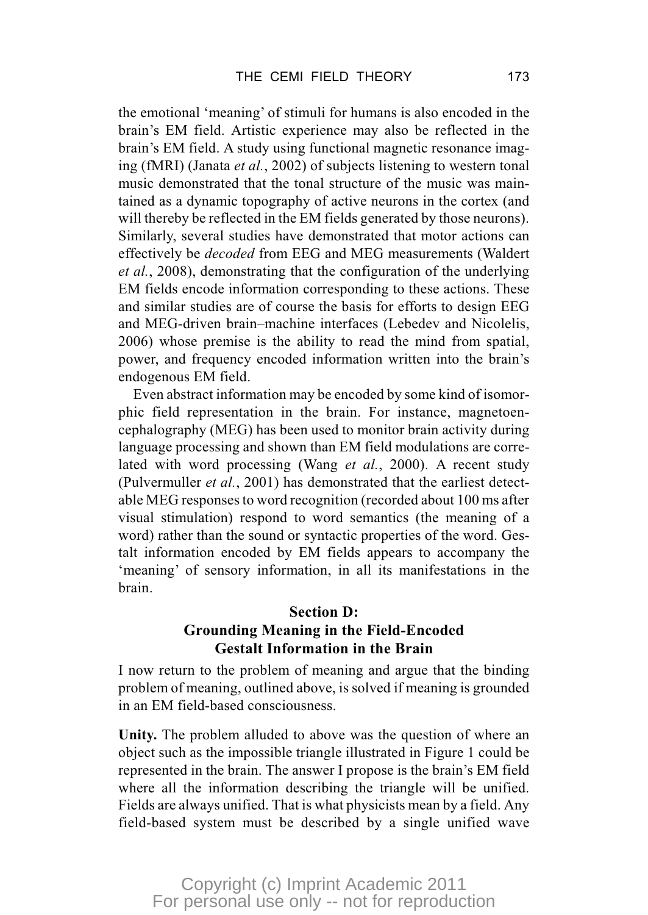the emotional 'meaning' of stimuli for humans is also encoded in the brain's EM field. Artistic experience may also be reflected in the brain's EM field. A study using functional magnetic resonance imaging (fMRI) (Janata *et al.*, 2002) of subjects listening to western tonal music demonstrated that the tonal structure of the music was maintained as a dynamic topography of active neurons in the cortex (and will thereby be reflected in the EM fields generated by those neurons). Similarly, several studies have demonstrated that motor actions can effectively be *decoded* from EEG and MEG measurements (Waldert *et al.*, 2008), demonstrating that the configuration of the underlying EM fields encode information corresponding to these actions. These and similar studies are of course the basis for efforts to design EEG and MEG-driven brain–machine interfaces (Lebedev and Nicolelis, 2006) whose premise is the ability to read the mind from spatial, power, and frequency encoded information written into the brain's endogenous EM field.

Even abstract information may be encoded by some kind of isomorphic field representation in the brain. For instance, magnetoencephalography (MEG) has been used to monitor brain activity during language processing and shown than EM field modulations are correlated with word processing (Wang *et al.*, 2000). A recent study (Pulvermuller *et al.*, 2001) has demonstrated that the earliest detectable MEG responses to word recognition (recorded about 100 ms after visual stimulation) respond to word semantics (the meaning of a word) rather than the sound or syntactic properties of the word. Gestalt information encoded by EM fields appears to accompany the 'meaning' of sensory information, in all its manifestations in the brain.

## Section D: Grounding Meaning in the Field-Encoded Gestalt Information in the Brain

I now return to the problem of meaning and argue that the binding problem of meaning, outlined above, is solved if meaning is grounded in an EM field-based consciousness.

**Unity.** The problem alluded to above was the question of where an object such as the impossible triangle illustrated in Figure 1 could be represented in the brain. The answer I propose is the brain's EM field where all the information describing the triangle will be unified. Fields are always unified. That is what physicists mean by a field. Any field-based system must be described by a single unified wave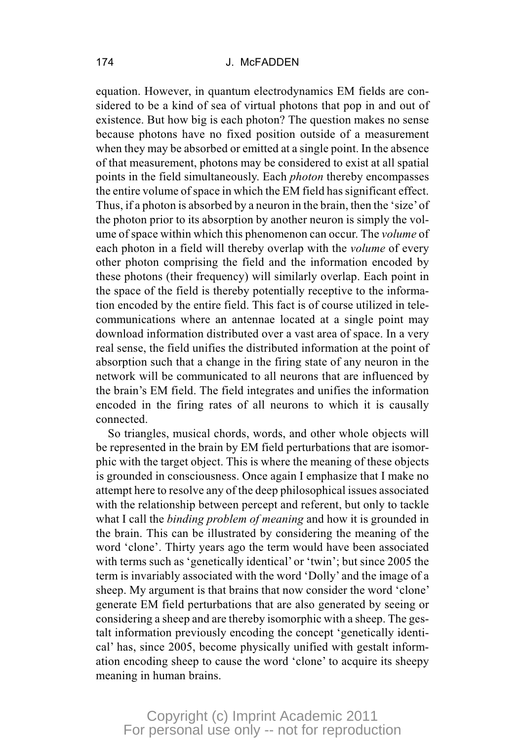equation. However, in quantum electrodynamics EM fields are considered to be a kind of sea of virtual photons that pop in and out of existence. But how big is each photon? The question makes no sense because photons have no fixed position outside of a measurement when they may be absorbed or emitted at a single point. In the absence of that measurement, photons may be considered to exist at all spatial points in the field simultaneously. Each *photon* thereby encompasses the entire volume of space in which the EM field has significant effect. Thus, if a photon is absorbed by a neuron in the brain, then the 'size' of the photon prior to its absorption by another neuron is simply the volume of space within which this phenomenon can occur. The *volume* of each photon in a field will thereby overlap with the *volume* of every other photon comprising the field and the information encoded by these photons (their frequency) will similarly overlap. Each point in the space of the field is thereby potentially receptive to the information encoded by the entire field. This fact is of course utilized in telecommunications where an antennae located at a single point may download information distributed over a vast area of space. In a very real sense, the field unifies the distributed information at the point of absorption such that a change in the firing state of any neuron in the network will be communicated to all neurons that are influenced by the brain's EM field. The field integrates and unifies the information encoded in the firing rates of all neurons to which it is causally connected.

So triangles, musical chords, words, and other whole objects will be represented in the brain by EM field perturbations that are isomorphic with the target object. This is where the meaning of these objects is grounded in consciousness. Once again I emphasize that I make no attempt here to resolve any of the deep philosophical issues associated with the relationship between percept and referent, but only to tackle what I call the *binding problem of meaning* and how it is grounded in the brain. This can be illustrated by considering the meaning of the word 'clone'. Thirty years ago the term would have been associated with terms such as 'genetically identical' or 'twin'; but since 2005 the term is invariably associated with the word 'Dolly' and the image of a sheep. My argument is that brains that now consider the word 'clone' generate EM field perturbations that are also generated by seeing or considering a sheep and are thereby isomorphic with a sheep. The gestalt information previously encoding the concept 'genetically identical' has, since 2005, become physically unified with gestalt information encoding sheep to cause the word 'clone' to acquire its sheepy meaning in human brains.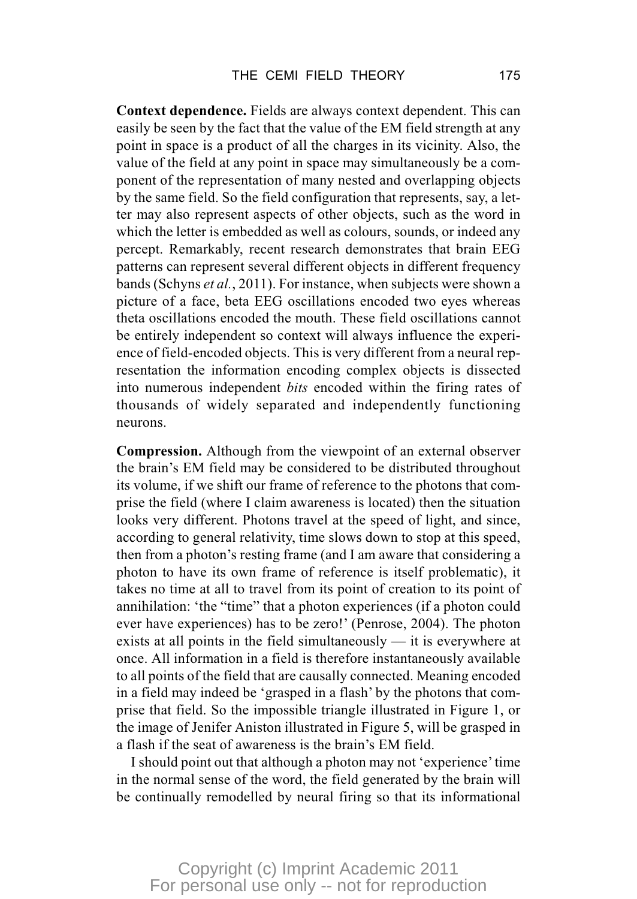**Context dependence.** Fields are always context dependent. This can easily be seen by the fact that the value of the EM field strength at any point in space is a product of all the charges in its vicinity. Also, the value of the field at any point in space may simultaneously be a component of the representation of many nested and overlapping objects by the same field. So the field configuration that represents, say, a letter may also represent aspects of other objects, such as the word in which the letter is embedded as well as colours, sounds, or indeed any percept. Remarkably, recent research demonstrates that brain EEG patterns can represent several different objects in different frequency bands (Schyns *et al.*, 2011). For instance, when subjects were shown a picture of a face, beta EEG oscillations encoded two eyes whereas theta oscillations encoded the mouth. These field oscillations cannot be entirely independent so context will always influence the experience of field-encoded objects. This is very different from a neural representation the information encoding complex objects is dissected into numerous independent *bits* encoded within the firing rates of thousands of widely separated and independently functioning neurons.

**Compression.** Although from the viewpoint of an external observer the brain's EM field may be considered to be distributed throughout its volume, if we shift our frame of reference to the photons that comprise the field (where I claim awareness is located) then the situation looks very different. Photons travel at the speed of light, and since, according to general relativity, time slows down to stop at this speed, then from a photon's resting frame (and I am aware that considering a photon to have its own frame of reference is itself problematic), it takes no time at all to travel from its point of creation to its point of annihilation: 'the "time" that a photon experiences (if a photon could ever have experiences) has to be zero!' (Penrose, 2004). The photon exists at all points in the field simultaneously — it is everywhere at once. All information in a field is therefore instantaneously available to all points of the field that are causally connected. Meaning encoded in a field may indeed be 'grasped in a flash' by the photons that comprise that field. So the impossible triangle illustrated in Figure 1, or the image of Jenifer Aniston illustrated in Figure 5, will be grasped in a flash if the seat of awareness is the brain's EM field.

I should point out that although a photon may not 'experience' time in the normal sense of the word, the field generated by the brain will be continually remodelled by neural firing so that its informational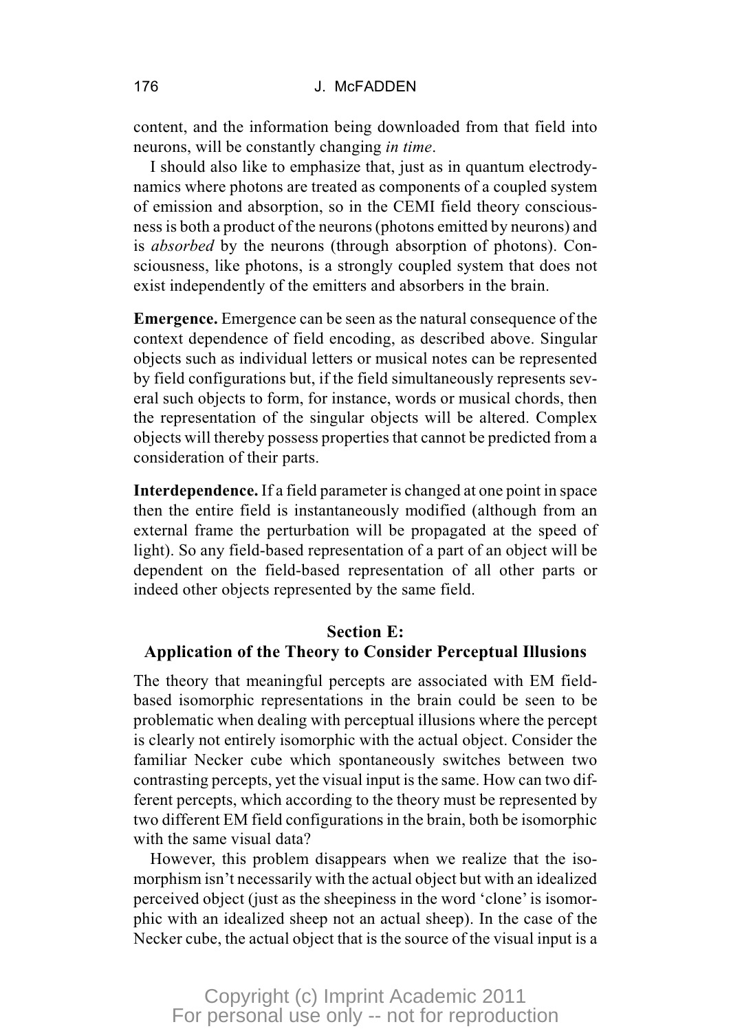content, and the information being downloaded from that field into neurons, will be constantly changing *in time*.

I should also like to emphasize that, just as in quantum electrodynamics where photons are treated as components of a coupled system of emission and absorption, so in the CEMI field theory consciousness is both a product of the neurons (photons emitted by neurons) and is *absorbed* by the neurons (through absorption of photons). Consciousness, like photons, is a strongly coupled system that does not exist independently of the emitters and absorbers in the brain.

**Emergence.** Emergence can be seen as the natural consequence of the context dependence of field encoding, as described above. Singular objects such as individual letters or musical notes can be represented by field configurations but, if the field simultaneously represents several such objects to form, for instance, words or musical chords, then the representation of the singular objects will be altered. Complex objects will thereby possess properties that cannot be predicted from a consideration of their parts.

**Interdependence.** If a field parameter is changed at one point in space then the entire field is instantaneously modified (although from an external frame the perturbation will be propagated at the speed of light). So any field-based representation of a part of an object will be dependent on the field-based representation of all other parts or indeed other objects represented by the same field.

## Section E: Application of the Theory to Consider Perceptual Illusions

The theory that meaningful percepts are associated with EM field-based isomorphic representations in the brain could be seen to be problematic when dealing with perceptual illusions where the percept is clearly not entirely isomorphic with the actual object. Consider the familiar Necker cube which spontaneously switches between two contrasting percepts, yet the visual input is the same. How can two different percepts, which according to the theory must be represented by two different EM field configurations in the brain, both be isomorphic with the same visual data?

However, this problem disappears when we realize that the isomorphism isn't necessarily with the actual object but with an idealized perceived object (just as the sheepiness in the word 'clone' is isomorphic with an idealized sheep not an actual sheep). In the case of the Necker cube, the actual object that is the source of the visual input is a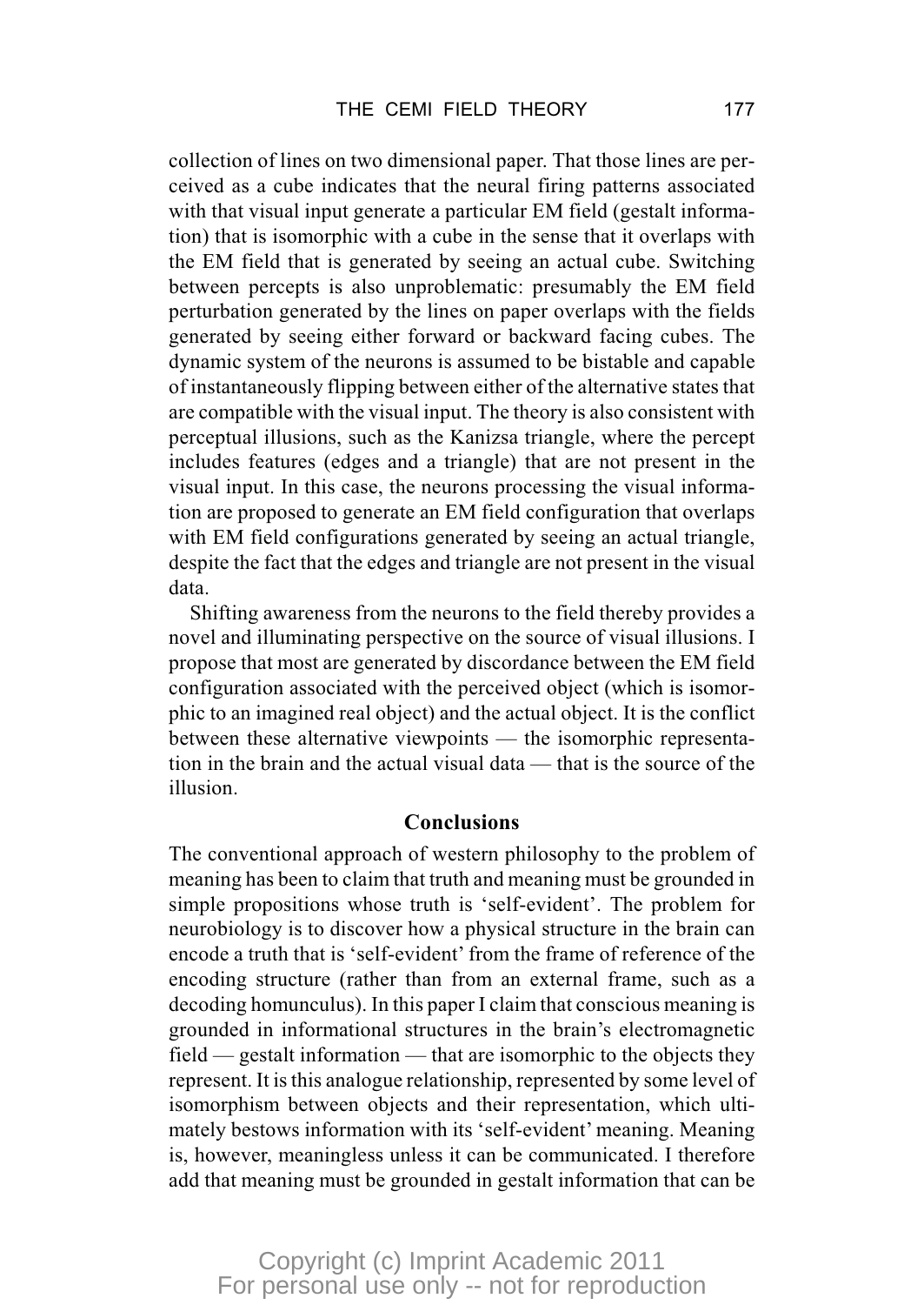collection of lines on two dimensional paper. That those lines are perceived as a cube indicates that the neural firing patterns associated with that visual input generate a particular EM field (gestalt information) that is isomorphic with a cube in the sense that it overlaps with the EM field that is generated by seeing an actual cube. Switching between percepts is also unproblematic: presumably the EM field perturbation generated by the lines on paper overlaps with the fields generated by seeing either forward or backward facing cubes. The dynamic system of the neurons is assumed to be bistable and capable of instantaneously flipping between either of the alternative states that are compatible with the visual input. The theory is also consistent with perceptual illusions, such as the Kanizsa triangle, where the percept includes features (edges and a triangle) that are not present in the visual input. In this case, the neurons processing the visual information are proposed to generate an EM field configuration that overlaps with EM field configurations generated by seeing an actual triangle, despite the fact that the edges and triangle are not present in the visual data.

Shifting awareness from the neurons to the field thereby provides a novel and illuminating perspective on the source of visual illusions. I propose that most are generated by discordance between the EM field configuration associated with the perceived object (which is isomorphic to an imagined real object) and the actual object. It is the conflict between these alternative viewpoints — the isomorphic representation in the brain and the actual visual data — that is the source of the illusion.

## Conclusions

The conventional approach of western philosophy to the problem of meaning has been to claim that truth and meaning must be grounded in simple propositions whose truth is 'self-evident'. The problem for neurobiology is to discover how a physical structure in the brain can encode a truth that is 'self-evident' from the frame of reference of the encoding structure (rather than from an external frame, such as a decoding homunculus). In this paper I claim that conscious meaning is grounded in informational structures in the brain's electromagnetic field — gestalt information — that are isomorphic to the objects they represent. It is this analogue relationship, represented by some level of isomorphism between objects and their representation, which ultimately bestows information with its 'self-evident' meaning. Meaning is, however, meaningless unless it can be communicated. I therefore add that meaning must be grounded in gestalt information that can be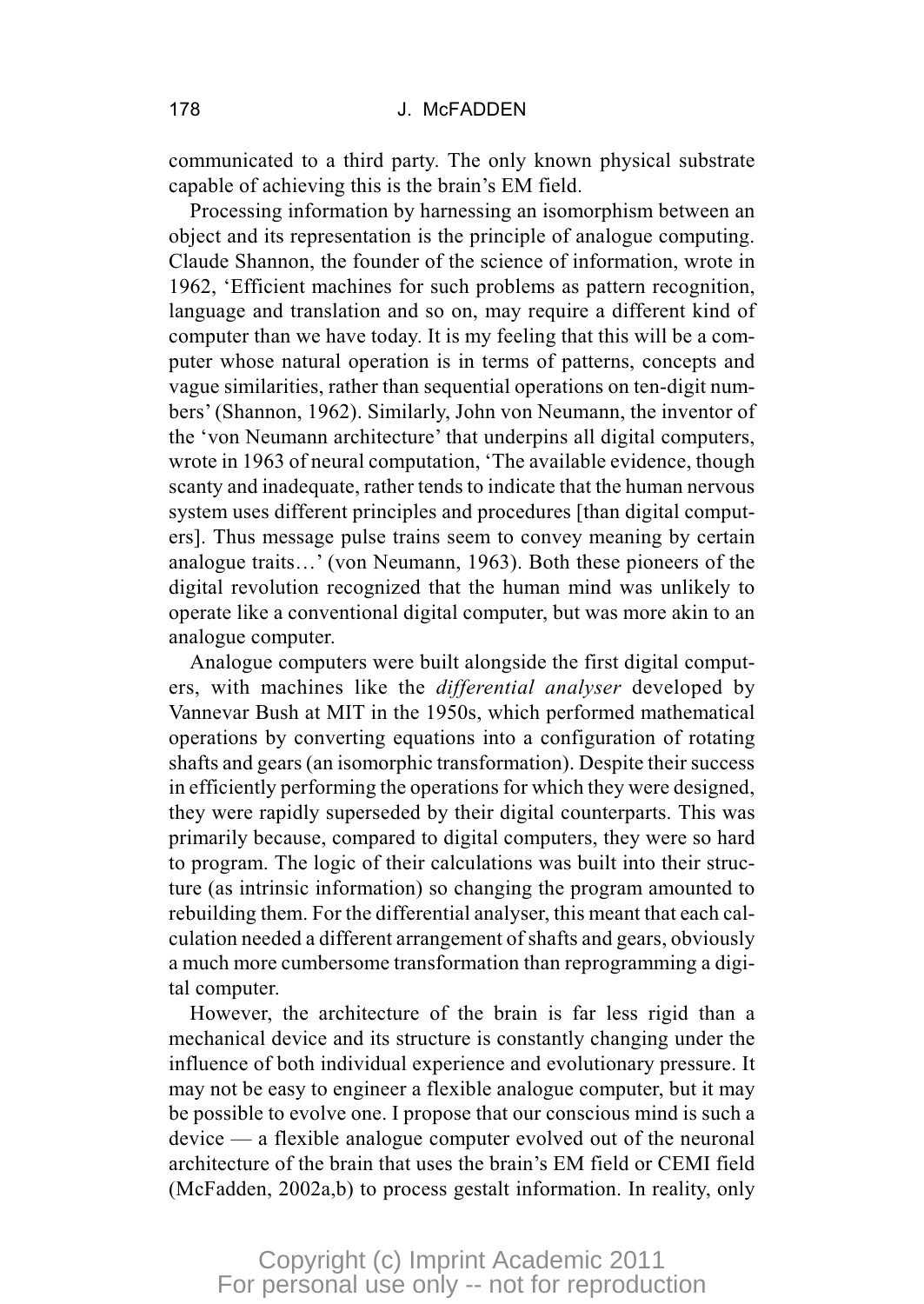communicated to a third party. The only known physical substrate capable of achieving this is the brain's EM field.

Processing information by harnessing an isomorphism between an object and its representation is the principle of analogue computing. Claude Shannon, the founder of the science of information, wrote in 1962, 'Efficient machines for such problems as pattern recognition, language and translation and so on, may require a different kind of computer than we have today. It is my feeling that this will be a computer whose natural operation is in terms of patterns, concepts and vague similarities, rather than sequential operations on ten-digit numbers' (Shannon, 1962). Similarly, John von Neumann, the inventor of the 'von Neumann architecture' that underpins all digital computers, wrote in 1963 of neural computation, 'The available evidence, though scanty and inadequate, rather tends to indicate that the human nervous system uses different principles and procedures [than digital computers]. Thus message pulse trains seem to convey meaning by certain analogue traits…' (von Neumann, 1963). Both these pioneers of the digital revolution recognized that the human mind was unlikely to operate like a conventional digital computer, but was more akin to an analogue computer.

Analogue computers were built alongside the first digital computers, with machines like the *differential analyser* developed by Vannevar Bush at MIT in the 1950s, which performed mathematical operations by converting equations into a configuration of rotating shafts and gears (an isomorphic transformation). Despite their success in efficiently performing the operations for which they were designed, they were rapidly superseded by their digital counterparts. This was primarily because, compared to digital computers, they were so hard to program. The logic of their calculations was built into their structure (as intrinsic information) so changing the program amounted to rebuilding them. For the differential analyser, this meant that each calculation needed a different arrangement of shafts and gears, obviously a much more cumbersome transformation than reprogramming a digital computer.

However, the architecture of the brain is far less rigid than a mechanical device and its structure is constantly changing under the influence of both individual experience and evolutionary pressure. It may not be easy to engineer a flexible analogue computer, but it may be possible to evolve one. I propose that our conscious mind is such a device — a flexible analogue computer evolved out of the neuronal architecture of the brain that uses the brain's EM field or CEMI field (McFadden, 2002a,b) to process gestalt information. In reality, only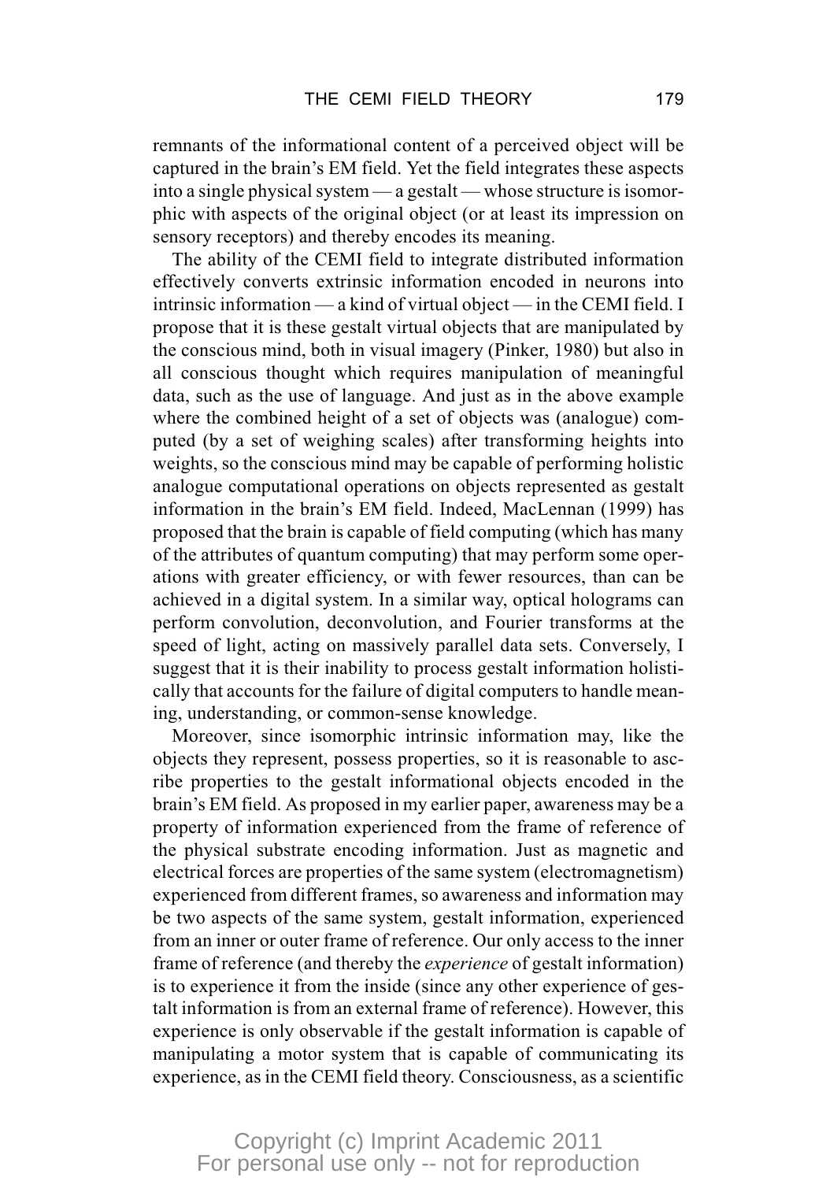remnants of the informational content of a perceived object will be captured in the brain's EM field. Yet the field integrates these aspects into a single physical system — a gestalt — whose structure is isomorphic with aspects of the original object (or at least its impression on sensory receptors) and thereby encodes its meaning.

The ability of the CEMI field to integrate distributed information effectively converts extrinsic information encoded in neurons into intrinsic information — a kind of virtual object — in the CEMI field. I propose that it is these gestalt virtual objects that are manipulated by the conscious mind, both in visual imagery (Pinker, 1980) but also in all conscious thought which requires manipulation of meaningful data, such as the use of language. And just as in the above example where the combined height of a set of objects was (analogue) computed (by a set of weighing scales) after transforming heights into weights, so the conscious mind may be capable of performing holistic analogue computational operations on objects represented as gestalt information in the brain's EM field. Indeed, MacLennan (1999) has proposed that the brain is capable of field computing (which has many of the attributes of quantum computing) that may perform some operations with greater efficiency, or with fewer resources, than can be achieved in a digital system. In a similar way, optical holograms can perform convolution, deconvolution, and Fourier transforms at the speed of light, acting on massively parallel data sets. Conversely, I suggest that it is their inability to process gestalt information holistically that accounts for the failure of digital computers to handle meaning, understanding, or common-sense knowledge.

Moreover, since isomorphic intrinsic information may, like the objects they represent, possess properties, so it is reasonable to ascribe properties to the gestalt informational objects encoded in the brain's EM field. As proposed in my earlier paper, awareness may be a property of information experienced from the frame of reference of the physical substrate encoding information. Just as magnetic and electrical forces are properties of the same system (electromagnetism) experienced from different frames, so awareness and information may be two aspects of the same system, gestalt information, experienced from an inner or outer frame of reference. Our only access to the inner frame of reference (and thereby the *experience* of gestalt information) is to experience it from the inside (since any other experience of gestalt information is from an external frame of reference). However, this experience is only observable if the gestalt information is capable of manipulating a motor system that is capable of communicating its experience, as in the CEMI field theory. Consciousness, as a scientific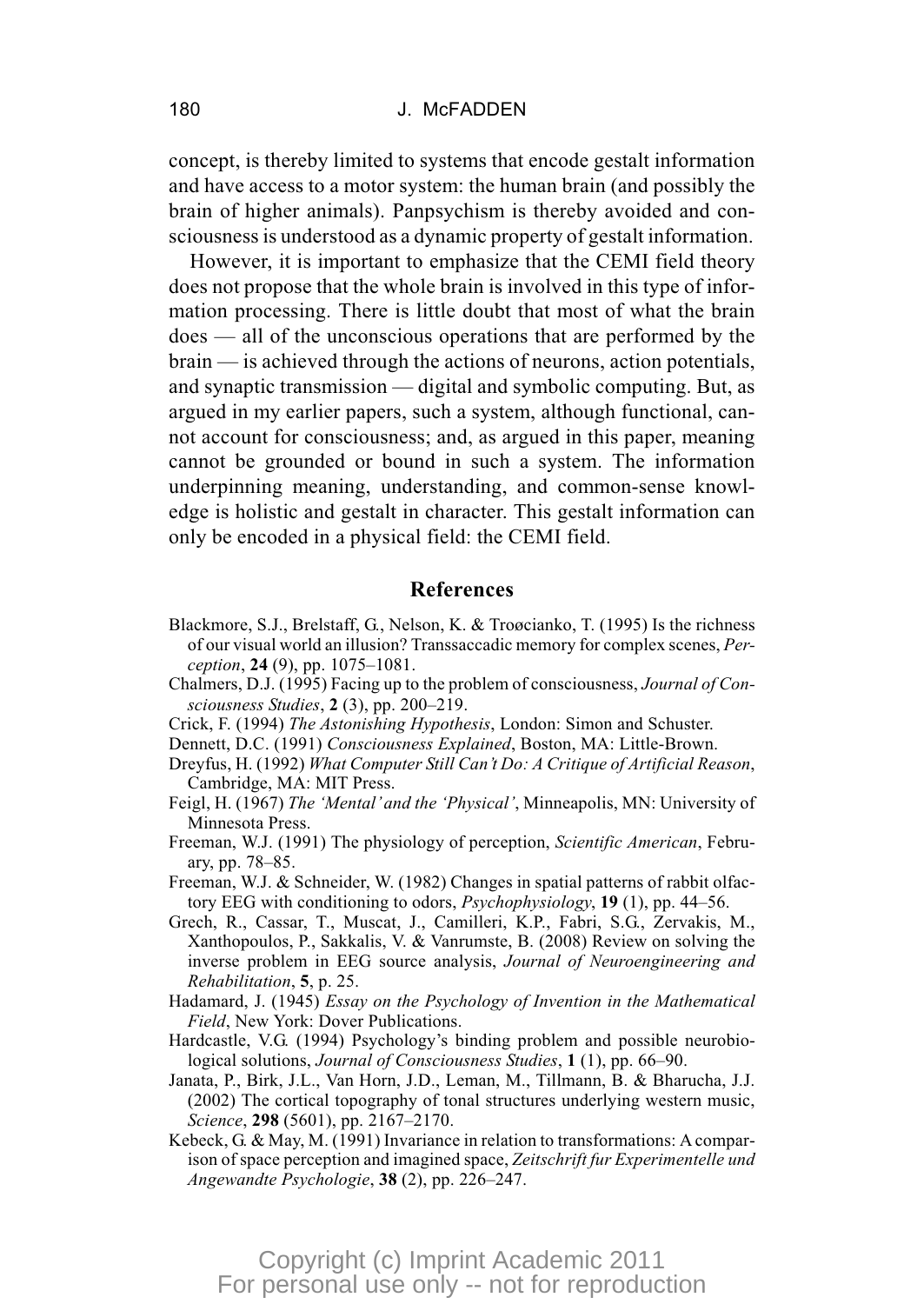concept, is thereby limited to systems that encode gestalt information and have access to a motor system: the human brain (and possibly the brain of higher animals). Panpsychism is thereby avoided and consciousness is understood as a dynamic property of gestalt information.

However, it is important to emphasize that the CEMI field theory does not propose that the whole brain is involved in this type of information processing. There is little doubt that most of what the brain does — all of the unconscious operations that are performed by the brain — is achieved through the actions of neurons, action potentials, and synaptic transmission — digital and symbolic computing. But, as argued in my earlier papers, such a system, although functional, cannot account for consciousness; and, as argued in this paper, meaning cannot be grounded or bound in such a system. The information underpinning meaning, understanding, and common-sense knowledge is holistic and gestalt in character. This gestalt information can only be encoded in a physical field: the CEMI field.

## References

Blackmore, S.J., Brelstaff, G., Nelson, K. & Troøcianko, T. (1995) Is the richness of our visual world an illusion? Transsaccadic memory for complex scenes, *Perception*, **24** (9), pp. 1075–1081.

Chalmers, D.J. (1995) Facing up to the problem of consciousness, *Journal of Consciousness Studies*, **2** (3), pp. 200–219.

Crick, F. (1994) *The Astonishing Hypothesis*, London: Simon and Schuster.

Dennett, D.C. (1991) *Consciousness Explained*, Boston, MA: Little-Brown.

Dreyfus, H. (1992) *What Computer Still Can't Do: A Critique of Artificial Reason*, Cambridge, MA: MIT Press.

Feigl, H. (1967) *The 'Mental' and the 'Physical'*, Minneapolis, MN: University of Minnesota Press.

Freeman, W.J. (1991) The physiology of perception, *Scientific American*, February, pp. 78–85.

Freeman, W.J. & Schneider, W. (1982) Changes in spatial patterns of rabbit olfactory EEG with conditioning to odors, *Psychophysiology*, **19** (1), pp. 44–56.

Grech, R., Cassar, T., Muscat, J., Camilleri, K.P., Fabri, S.G., Zervakis, M., Xanthopoulos, P., Sakkalis, V. & Vanrumste, B. (2008) Review on solving the inverse problem in EEG source analysis, *Journal of Neuroengineering and Rehabilitation*, **5**, p. 25.

Hadamard, J. (1945) *Essay on the Psychology of Invention in the Mathematical Field*, New York: Dover Publications.

Hardcastle, V.G. (1994) Psychology's binding problem and possible neurobiological solutions, *Journal of Consciousness Studies*, **1** (1), pp. 66–90.

Janata, P., Birk, J.L., Van Horn, J.D., Leman, M., Tillmann, B. & Bharucha, J.J. (2002) The cortical topography of tonal structures underlying western music, *Science*, **298** (5601), pp. 2167–2170.

Kebeck, G. & May, M. (1991) Invariance in relation to transformations: A comparison of space perception and imagined space, *Zeitschrift fur Experimentelle und Angewandte Psychologie*, **38** (2), pp. 226–247.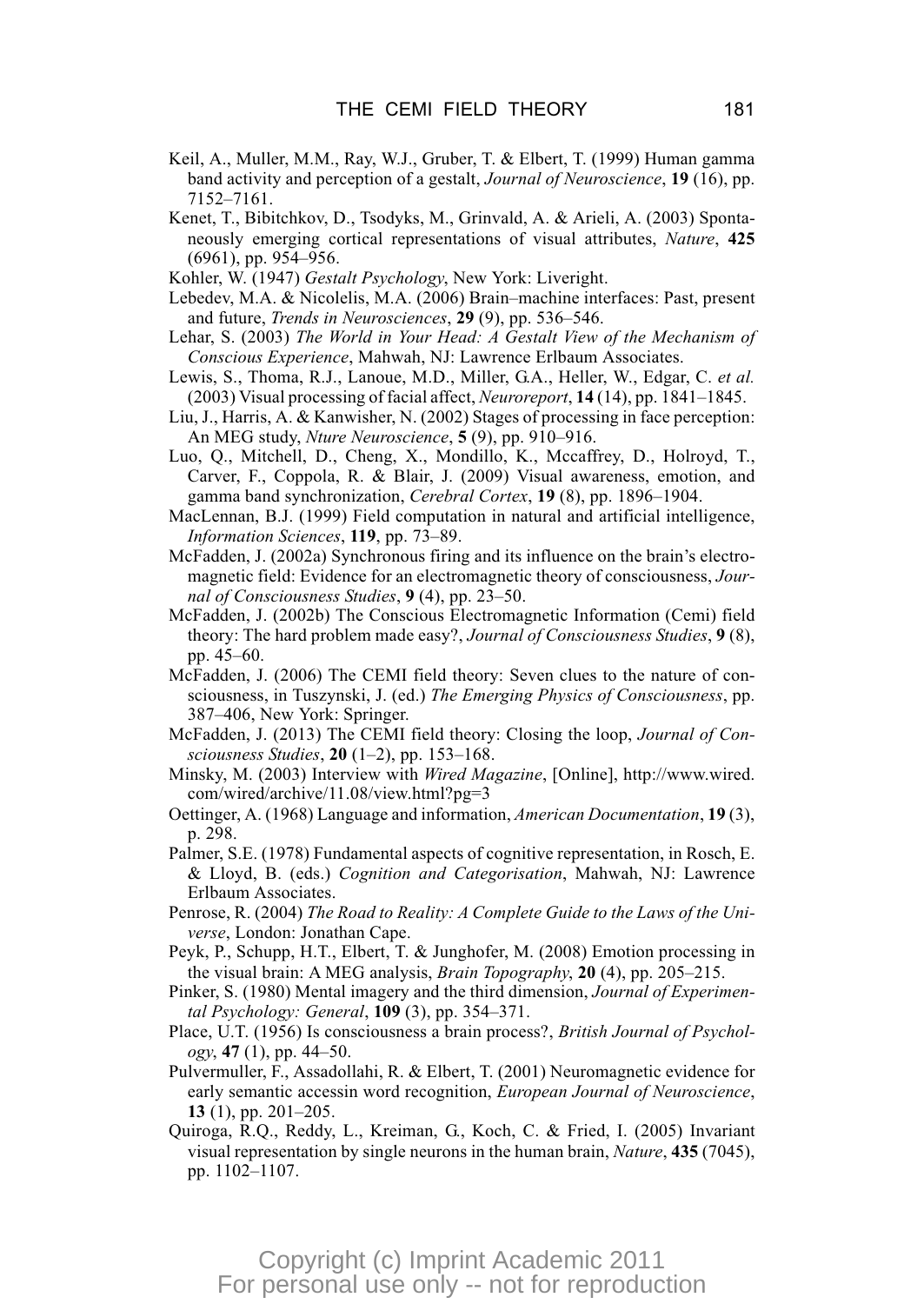Keil, A., Muller, M.M., Ray, W.J., Gruber, T. & Elbert, T. (1999) Human gamma band activity and perception of a gestalt, *Journal of Neuroscience*, **19** (16), pp. 7152–7161.

Kenet, T., Bibitchkov, D., Tsodyks, M., Grinvald, A. & Arieli, A. (2003) Spontaneously emerging cortical representations of visual attributes, *Nature*, **425** (6961), pp. 954–956.

Kohler, W. (1947) *Gestalt Psychology*, New York: Liveright.

Lebedev, M.A. & Nicolelis, M.A. (2006) Brain–machine interfaces: Past, present and future, *Trends in Neurosciences*, **29** (9), pp. 536–546.

Lehar, S. (2003) *The World in Your Head: A Gestalt View of the Mechanism of Conscious Experience*, Mahwah, NJ: Lawrence Erlbaum Associates.

Lewis, S., Thoma, R.J., Lanoue, M.D., Miller, G.A., Heller, W., Edgar, C. *et al.* (2003) Visual processing of facial affect, *Neuroreport*, **14** (14), pp. 1841–1845.

Liu, J., Harris, A. & Kanwisher, N. (2002) Stages of processing in face perception: An MEG study, *Nture Neuroscience*, **5** (9), pp. 910–916.

Luo, Q., Mitchell, D., Cheng, X., Mondillo, K., Mccaffrey, D., Holroyd, T., Carver, F., Coppola, R. & Blair, J. (2009) Visual awareness, emotion, and gamma band synchronization, *Cerebral Cortex*, **19** (8), pp. 1896–1904.

MacLennan, B.J. (1999) Field computation in natural and artificial intelligence, *Information Sciences*, **119**, pp. 73–89.

McFadden, J. (2002a) Synchronous firing and its influence on the brain's electromagnetic field: Evidence for an electromagnetic theory of consciousness, *Journal of Consciousness Studies*, **9** (4), pp. 23–50.

McFadden, J. (2002b) The Conscious Electromagnetic Information (Cemi) field theory: The hard problem made easy?, *Journal of Consciousness Studies*, **9** (8), pp. 45–60.

McFadden, J. (2006) The CEMI field theory: Seven clues to the nature of consciousness, in Tuszynski, J. (ed.) *The Emerging Physics of Consciousness*, pp. 387–406, New York: Springer.

McFadden, J. (2013) The CEMI field theory: Closing the loop, *Journal of Consciousness Studies*, **20** (1–2), pp. 153–168.

Minsky, M. (2003) Interview with *Wired Magazine*, [Online], http://www.wired.com/wired/archive/11.08/view.html?pg=3

Oettinger, A. (1968) Language and information, *American Documentation*, **19** (3), p. 298.

Palmer, S.E. (1978) Fundamental aspects of cognitive representation, in Rosch, E. & Lloyd, B. (eds.) *Cognition and Categorisation*, Mahwah, NJ: Lawrence Erlbaum Associates.

Penrose, R. (2004) *The Road to Reality: A Complete Guide to the Laws of the Universe*, London: Jonathan Cape.

Peyk, P., Schupp, H.T., Elbert, T. & Junghofer, M. (2008) Emotion processing in the visual brain: A MEG analysis, *Brain Topography*, **20** (4), pp. 205–215.

Pinker, S. (1980) Mental imagery and the third dimension, *Journal of Experimental Psychology: General*, **109** (3), pp. 354–371.

Place, U.T. (1956) Is consciousness a brain process?, *British Journal of Psychology*, **47** (1), pp. 44–50.

Pulvermuller, F., Assadollahi, R. & Elbert, T. (2001) Neuromagnetic evidence for early semantic accessin word recognition, *European Journal of Neuroscience*, **13** (1), pp. 201–205.

Quiroga, R.Q., Reddy, L., Kreiman, G., Koch, C. & Fried, I. (2005) Invariant visual representation by single neurons in the human brain, *Nature*, **435** (7045), pp. 1102–1107.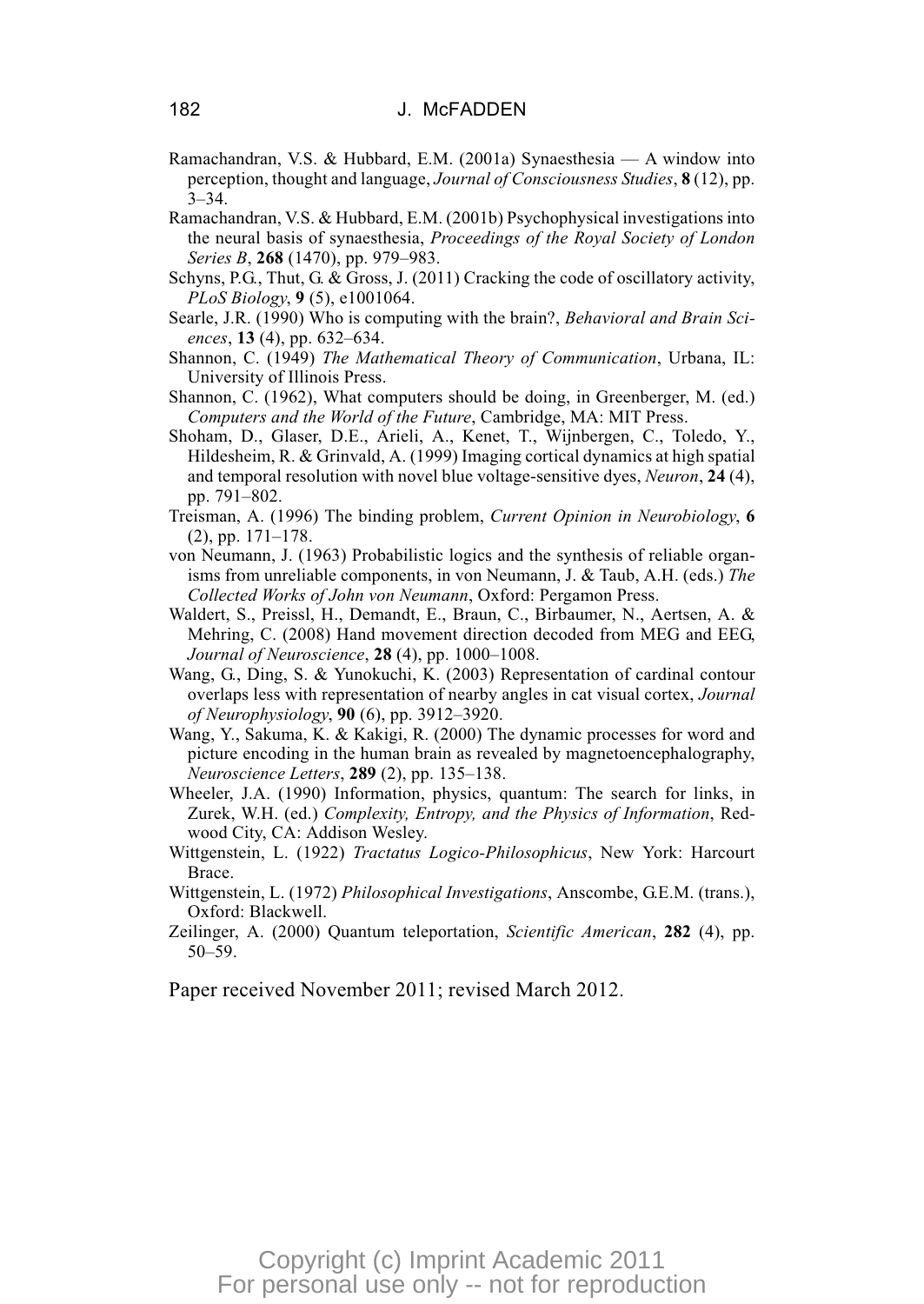Ramachandran, V.S. & Hubbard, E.M. (2001a) Synaesthesia — A window into perception, thought and language, *Journal of Consciousness Studies*, **8** (12), pp. 3–34.

Ramachandran, V.S. & Hubbard, E.M. (2001b) Psychophysical investigations into the neural basis of synaesthesia, *Proceedings of the Royal Society of London Series B*, **268** (1470), pp. 979–983.

Schyns, P.G., Thut, G. & Gross, J. (2011) Cracking the code of oscillatory activity, *PLoS Biology*, **9** (5), e1001064.

Searle, J.R. (1990) Who is computing with the brain?, *Behavioral and Brain Sciences*, **13** (4), pp. 632–634.

Shannon, C. (1949) *The Mathematical Theory of Communication*, Urbana, IL: University of Illinois Press.

Shannon, C. (1962), What computers should be doing, in Greenberger, M. (ed.) *Computers and the World of the Future*, Cambridge, MA: MIT Press.

Shoham, D., Glaser, D.E., Arieli, A., Kenet, T., Wijnbergen, C., Toledo, Y., Hildesheim, R. & Grinvald, A. (1999) Imaging cortical dynamics at high spatial and temporal resolution with novel blue voltage-sensitive dyes, *Neuron*, **24** (4), pp. 791–802.

Treisman, A. (1996) The binding problem, *Current Opinion in Neurobiology*, **6** (2), pp. 171–178.

von Neumann, J. (1963) Probabilistic logics and the synthesis of reliable organisms from unreliable components, in von Neumann, J. & Taub, A.H. (eds.) *The Collected Works of John von Neumann*, Oxford: Pergamon Press.

Waldert, S., Preissl, H., Demandt, E., Braun, C., Birbaumer, N., Aertsen, A. & Mehring, C. (2008) Hand movement direction decoded from MEG and EEG, *Journal of Neuroscience*, **28** (4), pp. 1000–1008.

Wang, G., Ding, S. & Yunokuchi, K. (2003) Representation of cardinal contour overlaps less with representation of nearby angles in cat visual cortex, *Journal of Neurophysiology*, **90** (6), pp. 3912–3920.

Wang, Y., Sakuma, K. & Kakigi, R. (2000) The dynamic processes for word and picture encoding in the human brain as revealed by magnetoencephalography, *Neuroscience Letters*, **289** (2), pp. 135–138.

Wheeler, J.A. (1990) Information, physics, quantum: The search for links, in Zurek, W.H. (ed.) *Complexity, Entropy, and the Physics of Information*, Redwood City, CA: Addison Wesley.

Wittgenstein, L. (1922) *Tractatus Logico-Philosophicus*, New York: Harcourt Brace.

Wittgenstein, L. (1972) *Philosophical Investigations*, Anscombe, G.E.M. (trans.), Oxford: Blackwell.

Zeilinger, A. (2000) Quantum teleportation, *Scientific American*, **282** (4), pp. 50–59.

Paper received November 2011; revised March 2012.